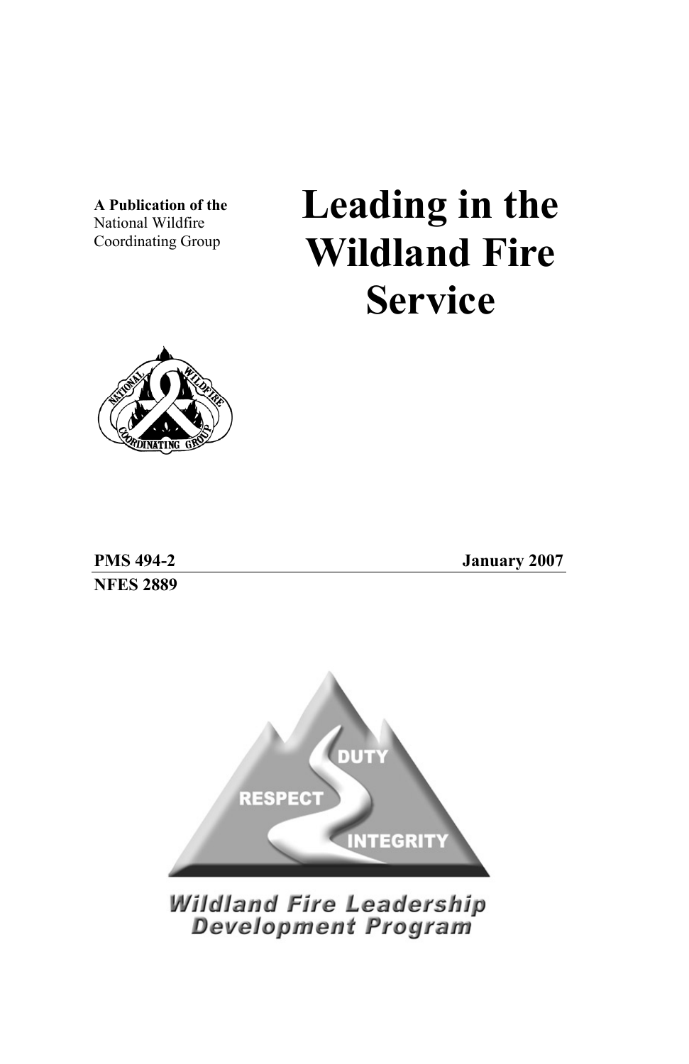**A Publication of the**
National Wildfire
Coordinating Group

# Leading in the Wildland Fire Service

**PMS 494-2** **January 2007**

**NFES 2889**

DUTY

RESPECT

INTEGRITY

Wildland Fire Leadership Development Program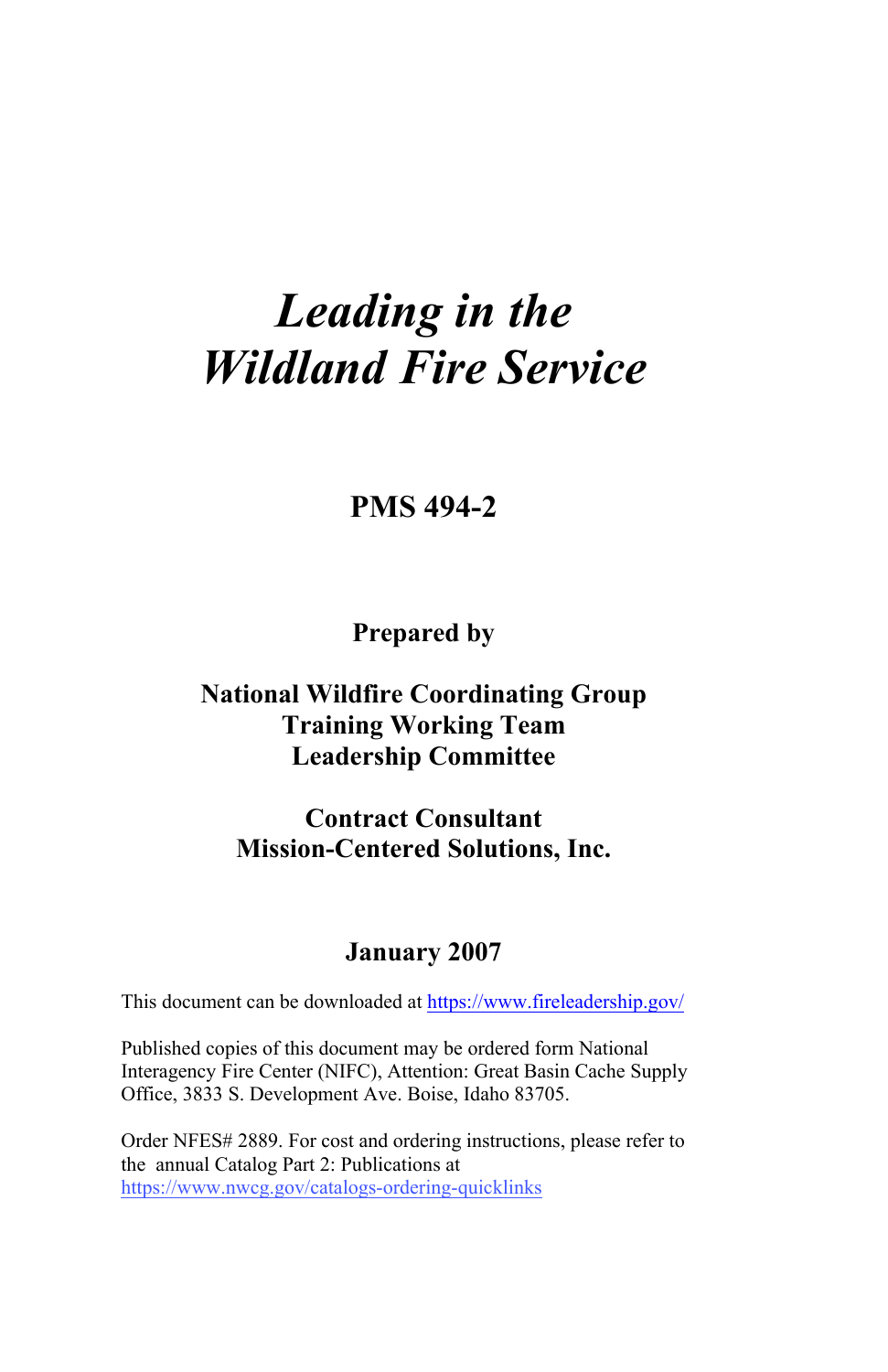# *Leading in the Wildland Fire Service*

## PMS 494-2

**Prepared by**

**National Wildfire Coordinating Group**
**Training Working Team**
**Leadership Committee**

**Contract Consultant**
**Mission-Centered Solutions, Inc.**

**January 2007**

This document can be downloaded at https://www.fireleadership.gov/

Published copies of this document may be ordered form National Interagency Fire Center (NIFC), Attention: Great Basin Cache Supply Office, 3833 S. Development Ave. Boise, Idaho 83705.

Order NFES# 2889. For cost and ordering instructions, please refer to the annual Catalog Part 2: Publications at https://www.nwcg.gov/catalogs-ordering-quicklinks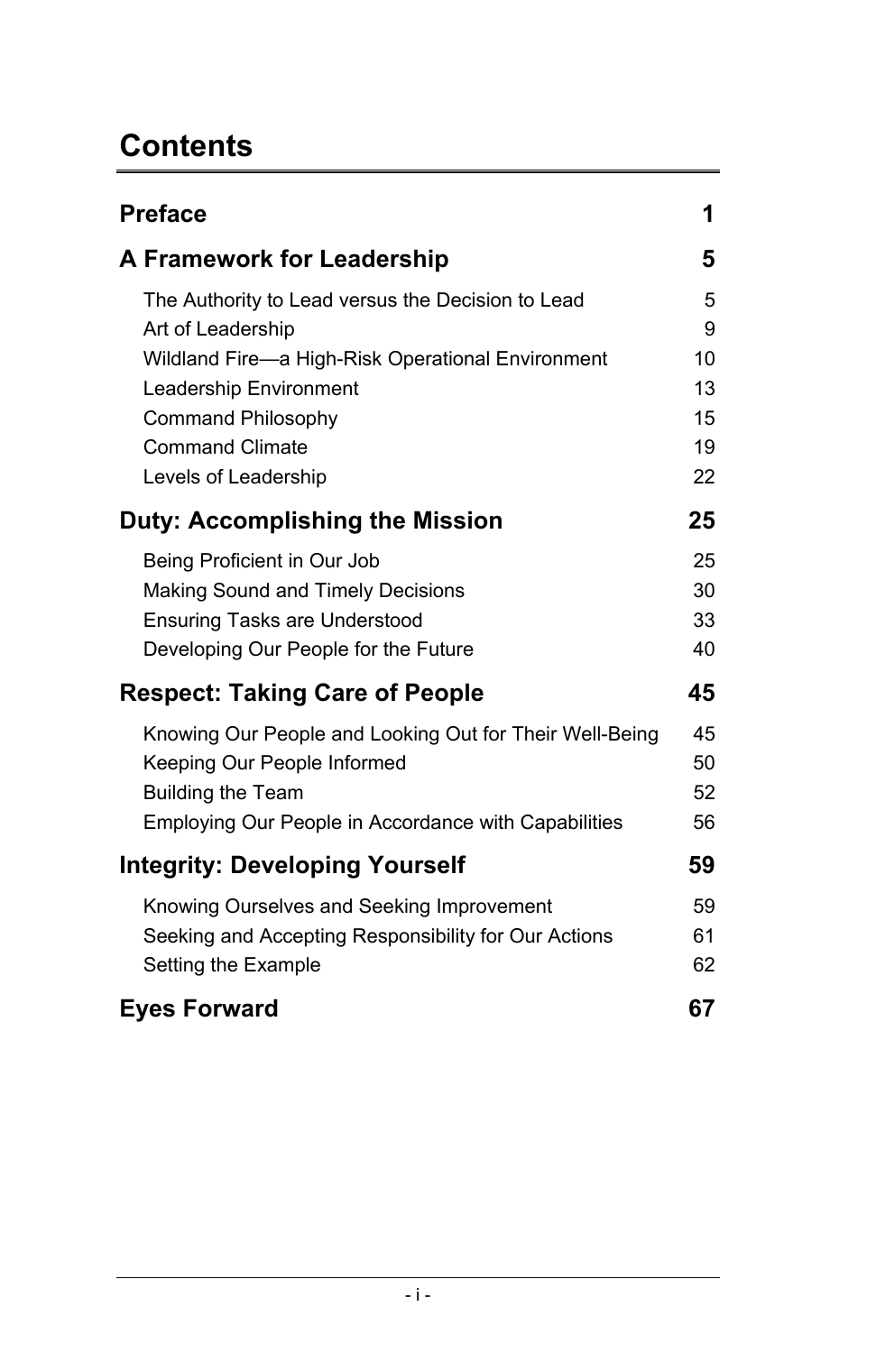# Contents

| | |
|---|---|
| **Preface** | **1** |
| **A Framework for Leadership** | **5** |
| The Authority to Lead versus the Decision to Lead | 5 |
| Art of Leadership | 9 |
| Wildland Fire—a High-Risk Operational Environment | 10 |
| Leadership Environment | 13 |
| Command Philosophy | 15 |
| Command Climate | 19 |
| Levels of Leadership | 22 |
| **Duty: Accomplishing the Mission** | **25** |
| Being Proficient in Our Job | 25 |
| Making Sound and Timely Decisions | 30 |
| Ensuring Tasks are Understood | 33 |
| Developing Our People for the Future | 40 |
| **Respect: Taking Care of People** | **45** |
| Knowing Our People and Looking Out for Their Well-Being | 45 |
| Keeping Our People Informed | 50 |
| Building the Team | 52 |
| Employing Our People in Accordance with Capabilities | 56 |
| **Integrity: Developing Yourself** | **59** |
| Knowing Ourselves and Seeking Improvement | 59 |
| Seeking and Accepting Responsibility for Our Actions | 61 |
| Setting the Example | 62 |
| **Eyes Forward** | **67** |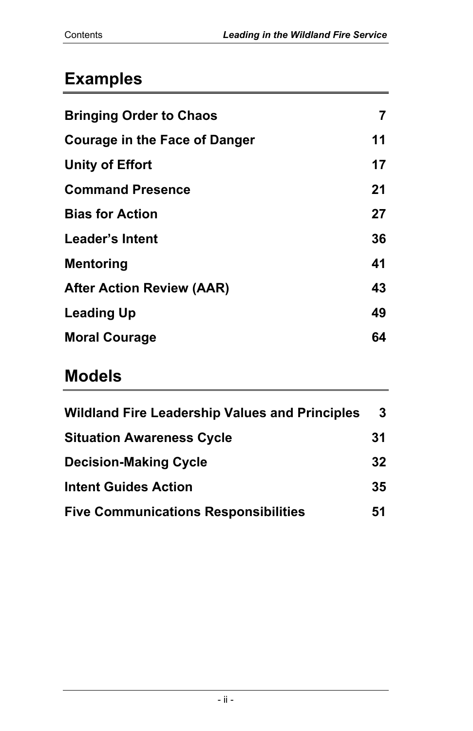# Examples

| | |
|---|---|
| **Bringing Order to Chaos** | **7** |
| **Courage in the Face of Danger** | **11** |
| **Unity of Effort** | **17** |
| **Command Presence** | **21** |
| **Bias for Action** | **27** |
| **Leader's Intent** | **36** |
| **Mentoring** | **41** |
| **After Action Review (AAR)** | **43** |
| **Leading Up** | **49** |
| **Moral Courage** | **64** |

# Models

| | |
|---|---|
| **Wildland Fire Leadership Values and Principles** | **3** |
| **Situation Awareness Cycle** | **31** |
| **Decision-Making Cycle** | **32** |
| **Intent Guides Action** | **35** |
| **Five Communications Responsibilities** | **51** |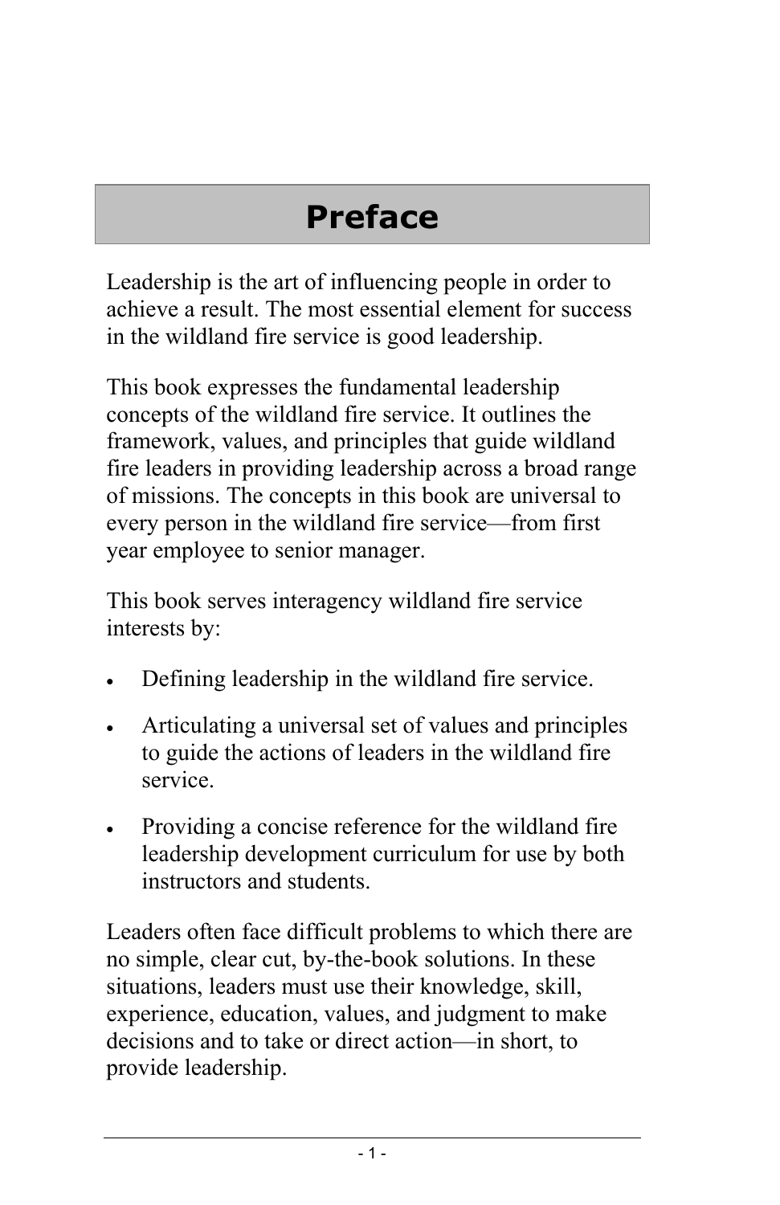# Preface

Leadership is the art of influencing people in order to achieve a result. The most essential element for success in the wildland fire service is good leadership.

This book expresses the fundamental leadership concepts of the wildland fire service. It outlines the framework, values, and principles that guide wildland fire leaders in providing leadership across a broad range of missions. The concepts in this book are universal to every person in the wildland fire service—from first year employee to senior manager.

This book serves interagency wildland fire service interests by:

- Defining leadership in the wildland fire service.
- Articulating a universal set of values and principles to guide the actions of leaders in the wildland fire service.
- Providing a concise reference for the wildland fire leadership development curriculum for use by both instructors and students.

Leaders often face difficult problems to which there are no simple, clear cut, by-the-book solutions. In these situations, leaders must use their knowledge, skill, experience, education, values, and judgment to make decisions and to take or direct action—in short, to provide leadership.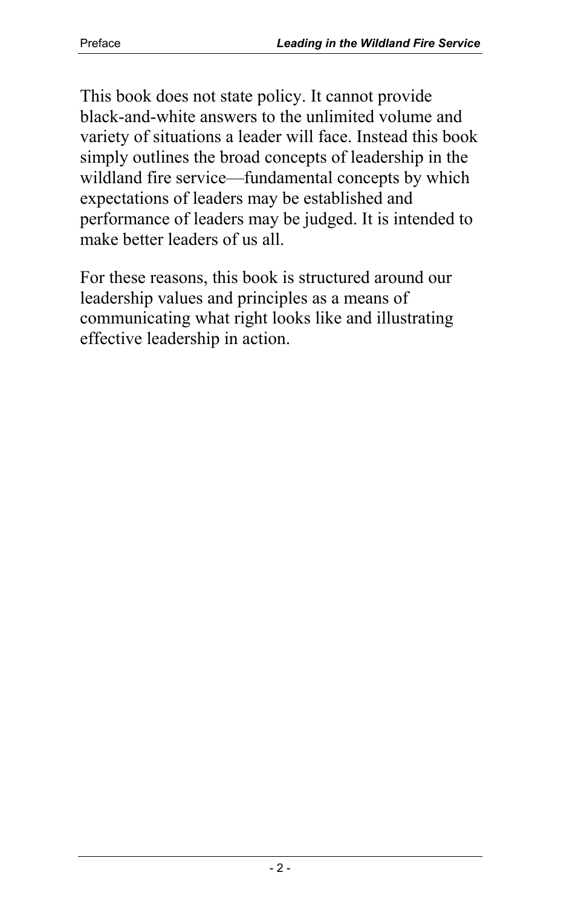This book does not state policy. It cannot provide black-and-white answers to the unlimited volume and variety of situations a leader will face. Instead this book simply outlines the broad concepts of leadership in the wildland fire service—fundamental concepts by which expectations of leaders may be established and performance of leaders may be judged. It is intended to make better leaders of us all.

For these reasons, this book is structured around our leadership values and principles as a means of communicating what right looks like and illustrating effective leadership in action.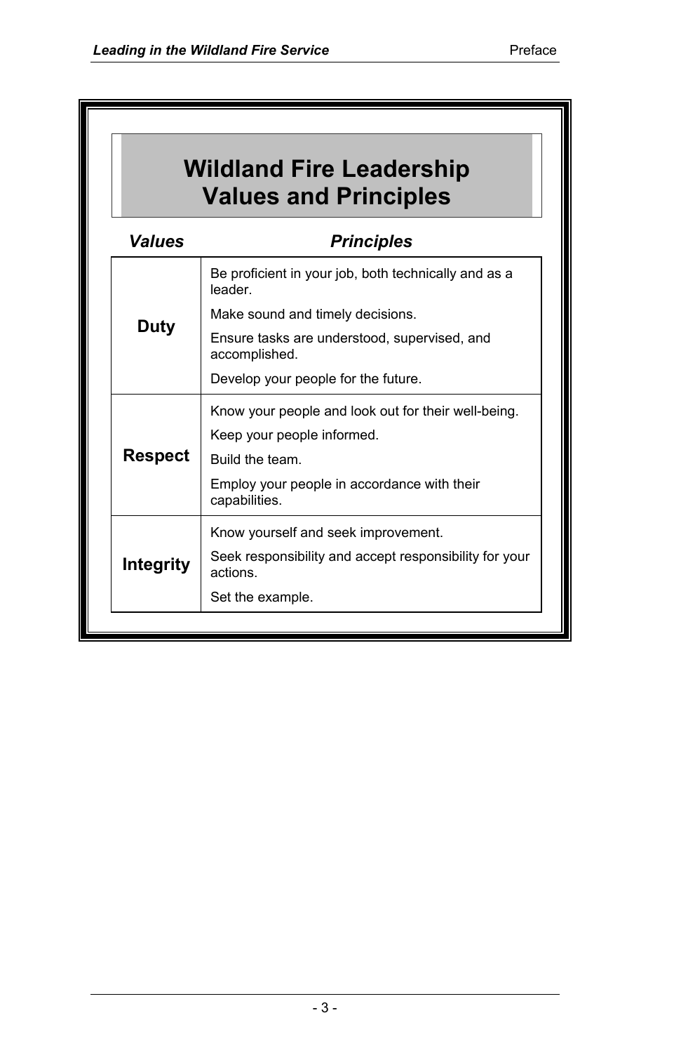# Wildland Fire Leadership Values and Principles

| *Values* | *Principles* |
|---|---|
| **Duty** | Be proficient in your job, both technically and as a leader.<br>Make sound and timely decisions.<br>Ensure tasks are understood, supervised, and accomplished.<br>Develop your people for the future. |
| **Respect** | Know your people and look out for their well-being.<br>Keep your people informed.<br>Build the team.<br>Employ your people in accordance with their capabilities. |
| **Integrity** | Know yourself and seek improvement.<br>Seek responsibility and accept responsibility for your actions.<br>Set the example. |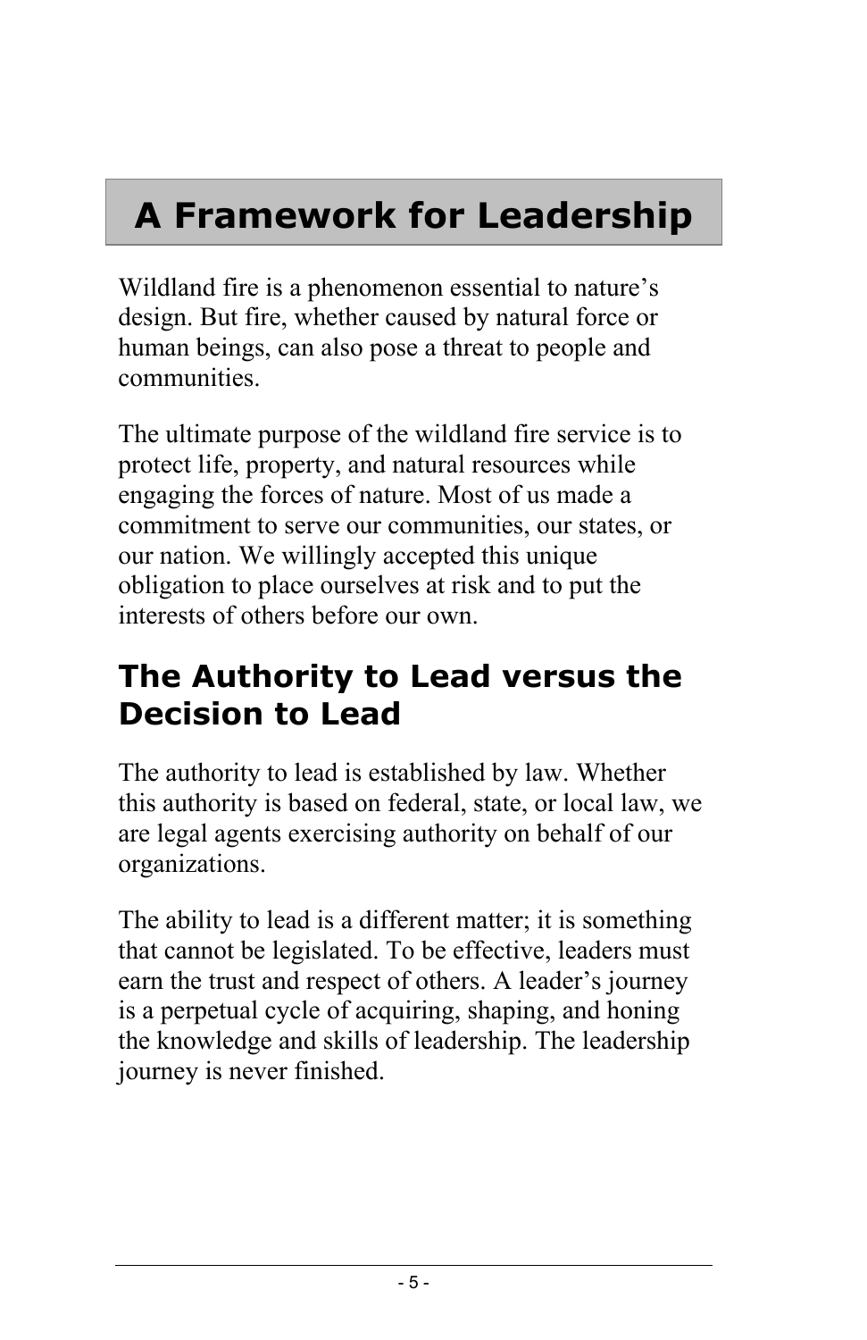# A Framework for Leadership

Wildland fire is a phenomenon essential to nature's design. But fire, whether caused by natural force or human beings, can also pose a threat to people and communities.

The ultimate purpose of the wildland fire service is to protect life, property, and natural resources while engaging the forces of nature. Most of us made a commitment to serve our communities, our states, or our nation. We willingly accepted this unique obligation to place ourselves at risk and to put the interests of others before our own.

## The Authority to Lead versus the Decision to Lead

The authority to lead is established by law. Whether this authority is based on federal, state, or local law, we are legal agents exercising authority on behalf of our organizations.

The ability to lead is a different matter; it is something that cannot be legislated. To be effective, leaders must earn the trust and respect of others. A leader's journey is a perpetual cycle of acquiring, shaping, and honing the knowledge and skills of leadership. The leadership journey is never finished.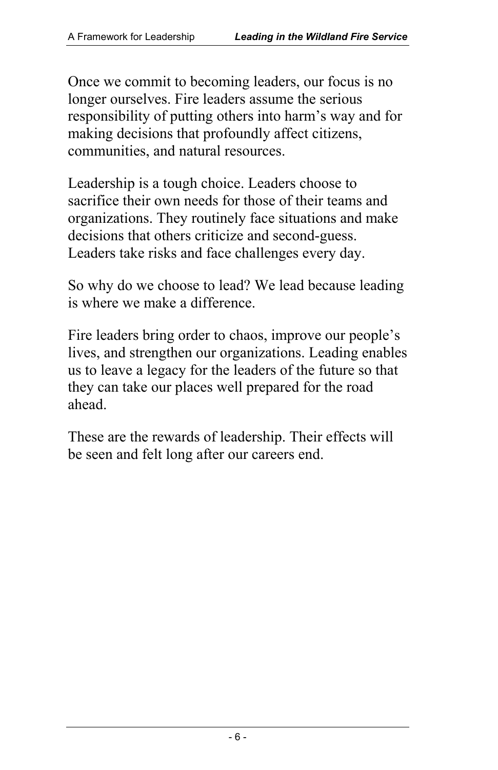Once we commit to becoming leaders, our focus is no longer ourselves. Fire leaders assume the serious responsibility of putting others into harm's way and for making decisions that profoundly affect citizens, communities, and natural resources.

Leadership is a tough choice. Leaders choose to sacrifice their own needs for those of their teams and organizations. They routinely face situations and make decisions that others criticize and second-guess. Leaders take risks and face challenges every day.

So why do we choose to lead? We lead because leading is where we make a difference.

Fire leaders bring order to chaos, improve our people's lives, and strengthen our organizations. Leading enables us to leave a legacy for the leaders of the future so that they can take our places well prepared for the road ahead.

These are the rewards of leadership. Their effects will be seen and felt long after our careers end.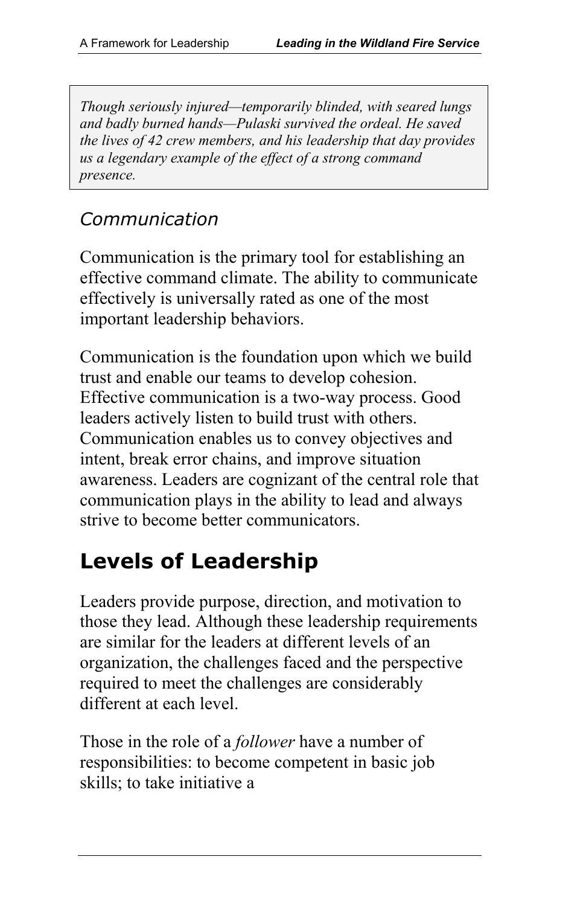*Though seriously injured—temporarily blinded, with seared lungs and badly burned hands—Pulaski survived the ordeal. He saved the lives of 42 crew members, and his leadership that day provides us a legendary example of the effect of a strong command presence.*

### *Communication*

Communication is the primary tool for establishing an effective command climate. The ability to communicate effectively is universally rated as one of the most important leadership behaviors.

Communication is the foundation upon which we build trust and enable our teams to develop cohesion. Effective communication is a two-way process. Good leaders actively listen to build trust with others. Communication enables us to convey objectives and intent, break error chains, and improve situation awareness. Leaders are cognizant of the central role that communication plays in the ability to lead and always strive to become better communicators.

## Levels of Leadership

Leaders provide purpose, direction, and motivation to those they lead. Although these leadership requirements are similar for the leaders at different levels of an organization, the challenges faced and the perspective required to meet the challenges are considerably different at each level.

Those in the role of a *follower* have a number of responsibilities: to become competent in basic job skills; to take initiative a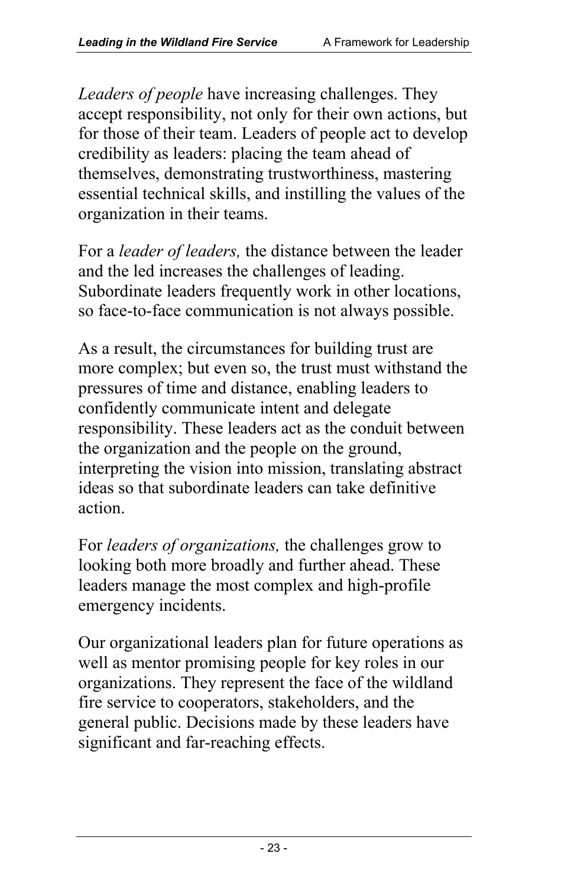*Leaders of people* have increasing challenges. They accept responsibility, not only for their own actions, but for those of their team. Leaders of people act to develop credibility as leaders: placing the team ahead of themselves, demonstrating trustworthiness, mastering essential technical skills, and instilling the values of the organization in their teams.

For a *leader of leaders,* the distance between the leader and the led increases the challenges of leading. Subordinate leaders frequently work in other locations, so face-to-face communication is not always possible.

As a result, the circumstances for building trust are more complex; but even so, the trust must withstand the pressures of time and distance, enabling leaders to confidently communicate intent and delegate responsibility. These leaders act as the conduit between the organization and the people on the ground, interpreting the vision into mission, translating abstract ideas so that subordinate leaders can take definitive action.

For *leaders of organizations,* the challenges grow to looking both more broadly and further ahead. These leaders manage the most complex and high-profile emergency incidents.

Our organizational leaders plan for future operations as well as mentor promising people for key roles in our organizations. They represent the face of the wildland fire service to cooperators, stakeholders, and the general public. Decisions made by these leaders have significant and far-reaching effects.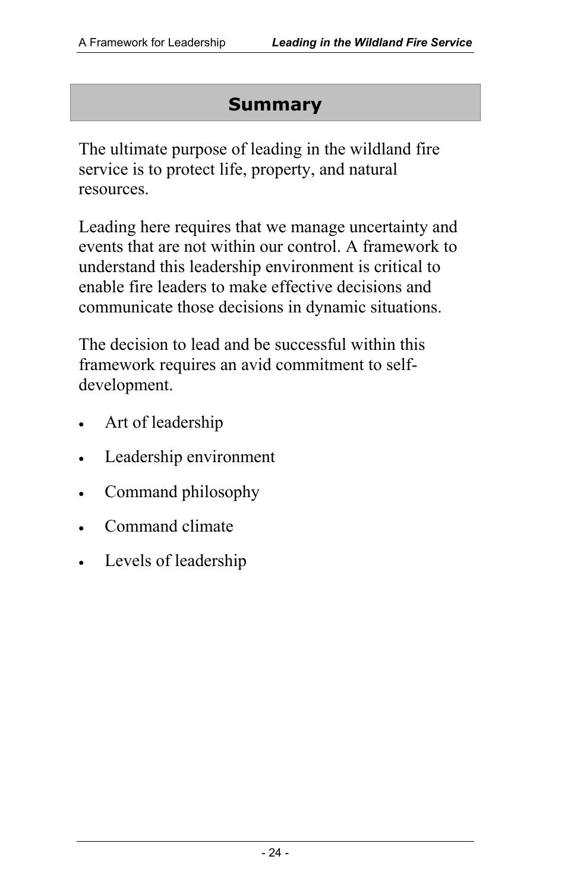## Summary

The ultimate purpose of leading in the wildland fire service is to protect life, property, and natural resources.

Leading here requires that we manage uncertainty and events that are not within our control. A framework to understand this leadership environment is critical to enable fire leaders to make effective decisions and communicate those decisions in dynamic situations.

The decision to lead and be successful within this framework requires an avid commitment to self-development.

- Art of leadership
- Leadership environment
- Command philosophy
- Command climate
- Levels of leadership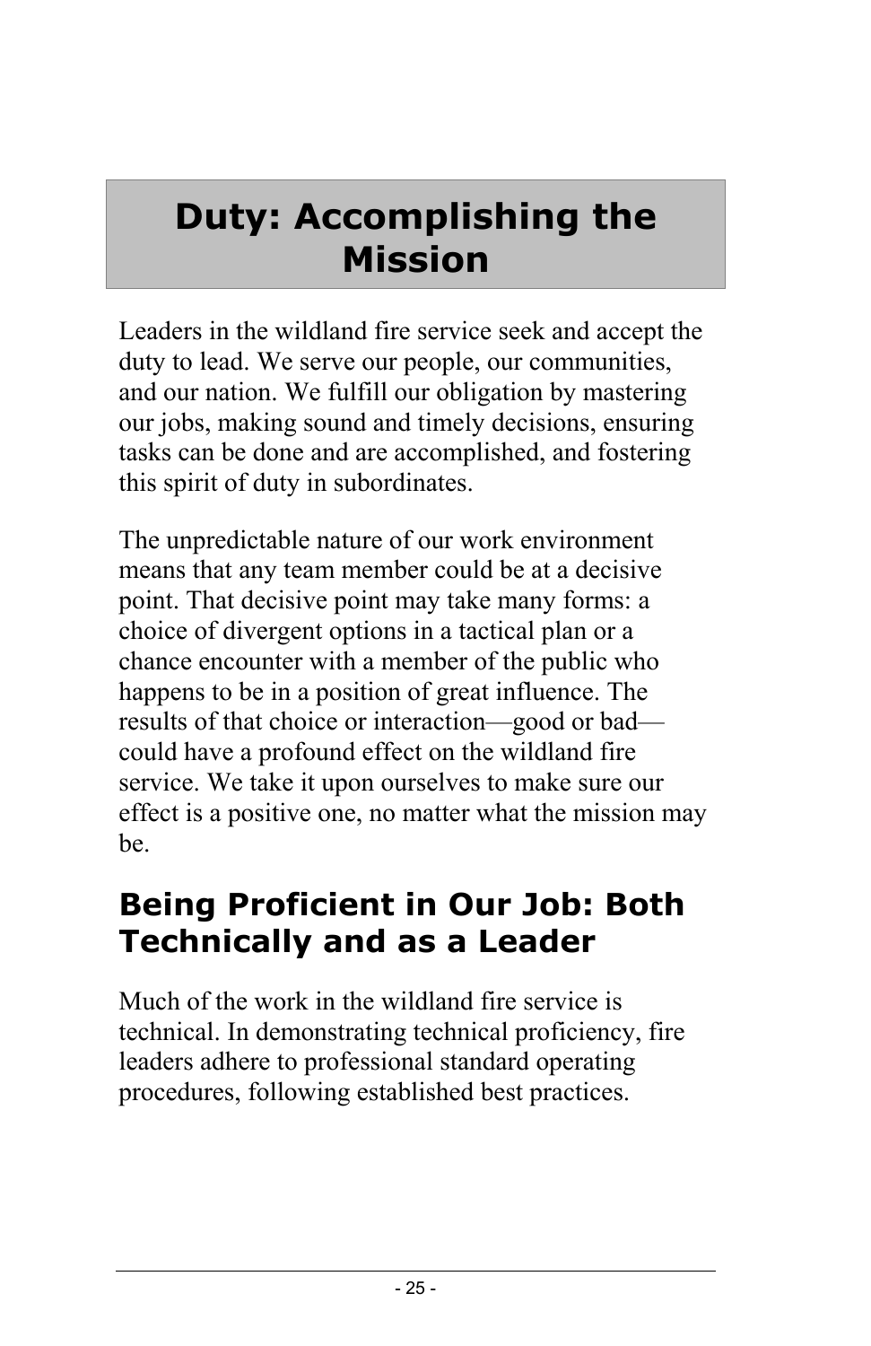# Duty: Accomplishing the Mission

Leaders in the wildland fire service seek and accept the duty to lead. We serve our people, our communities, and our nation. We fulfill our obligation by mastering our jobs, making sound and timely decisions, ensuring tasks can be done and are accomplished, and fostering this spirit of duty in subordinates.

The unpredictable nature of our work environment means that any team member could be at a decisive point. That decisive point may take many forms: a choice of divergent options in a tactical plan or a chance encounter with a member of the public who happens to be in a position of great influence. The results of that choice or interaction—good or bad—could have a profound effect on the wildland fire service. We take it upon ourselves to make sure our effect is a positive one, no matter what the mission may be.

## Being Proficient in Our Job: Both Technically and as a Leader

Much of the work in the wildland fire service is technical. In demonstrating technical proficiency, fire leaders adhere to professional standard operating procedures, following established best practices.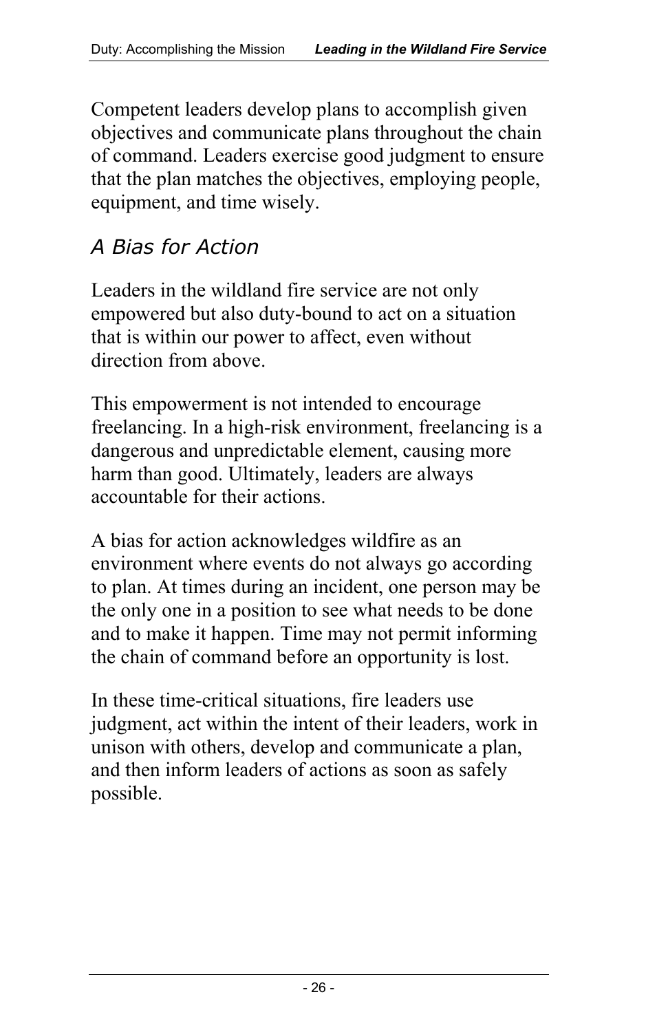Competent leaders develop plans to accomplish given objectives and communicate plans throughout the chain of command. Leaders exercise good judgment to ensure that the plan matches the objectives, employing people, equipment, and time wisely.

### *A Bias for Action*

Leaders in the wildland fire service are not only empowered but also duty-bound to act on a situation that is within our power to affect, even without direction from above.

This empowerment is not intended to encourage freelancing. In a high-risk environment, freelancing is a dangerous and unpredictable element, causing more harm than good. Ultimately, leaders are always accountable for their actions.

A bias for action acknowledges wildfire as an environment where events do not always go according to plan. At times during an incident, one person may be the only one in a position to see what needs to be done and to make it happen. Time may not permit informing the chain of command before an opportunity is lost.

In these time-critical situations, fire leaders use judgment, act within the intent of their leaders, work in unison with others, develop and communicate a plan, and then inform leaders of actions as soon as safely possible.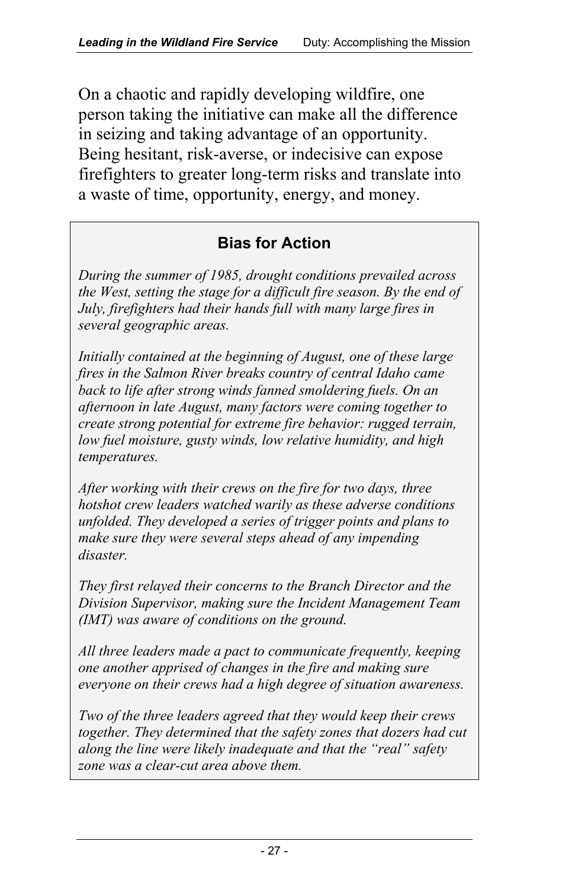On a chaotic and rapidly developing wildfire, one person taking the initiative can make all the difference in seizing and taking advantage of an opportunity. Being hesitant, risk-averse, or indecisive can expose firefighters to greater long-term risks and translate into a waste of time, opportunity, energy, and money.

### Bias for Action

*During the summer of 1985, drought conditions prevailed across the West, setting the stage for a difficult fire season. By the end of July, firefighters had their hands full with many large fires in several geographic areas.*

*Initially contained at the beginning of August, one of these large fires in the Salmon River breaks country of central Idaho came back to life after strong winds fanned smoldering fuels. On an afternoon in late August, many factors were coming together to create strong potential for extreme fire behavior: rugged terrain, low fuel moisture, gusty winds, low relative humidity, and high temperatures.*

*After working with their crews on the fire for two days, three hotshot crew leaders watched warily as these adverse conditions unfolded. They developed a series of trigger points and plans to make sure they were several steps ahead of any impending disaster.*

*They first relayed their concerns to the Branch Director and the Division Supervisor, making sure the Incident Management Team (IMT) was aware of conditions on the ground.*

*All three leaders made a pact to communicate frequently, keeping one another apprised of changes in the fire and making sure everyone on their crews had a high degree of situation awareness.*

*Two of the three leaders agreed that they would keep their crews together. They determined that the safety zones that dozers had cut along the line were likely inadequate and that the "real" safety zone was a clear-cut area above them.*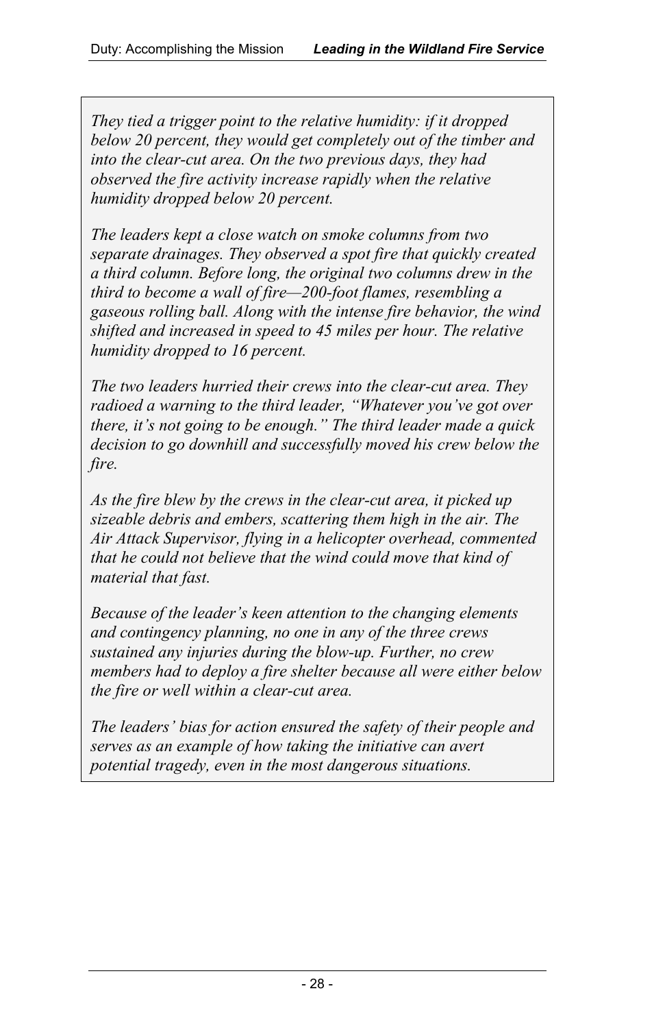*They tied a trigger point to the relative humidity: if it dropped below 20 percent, they would get completely out of the timber and into the clear-cut area. On the two previous days, they had observed the fire activity increase rapidly when the relative humidity dropped below 20 percent.*

*The leaders kept a close watch on smoke columns from two separate drainages. They observed a spot fire that quickly created a third column. Before long, the original two columns drew in the third to become a wall of fire—200-foot flames, resembling a gaseous rolling ball. Along with the intense fire behavior, the wind shifted and increased in speed to 45 miles per hour. The relative humidity dropped to 16 percent.*

*The two leaders hurried their crews into the clear-cut area. They radioed a warning to the third leader, "Whatever you've got over there, it's not going to be enough." The third leader made a quick decision to go downhill and successfully moved his crew below the fire.*

*As the fire blew by the crews in the clear-cut area, it picked up sizeable debris and embers, scattering them high in the air. The Air Attack Supervisor, flying in a helicopter overhead, commented that he could not believe that the wind could move that kind of material that fast.*

*Because of the leader's keen attention to the changing elements and contingency planning, no one in any of the three crews sustained any injuries during the blow-up. Further, no crew members had to deploy a fire shelter because all were either below the fire or well within a clear-cut area.*

*The leaders' bias for action ensured the safety of their people and serves as an example of how taking the initiative can avert potential tragedy, even in the most dangerous situations.*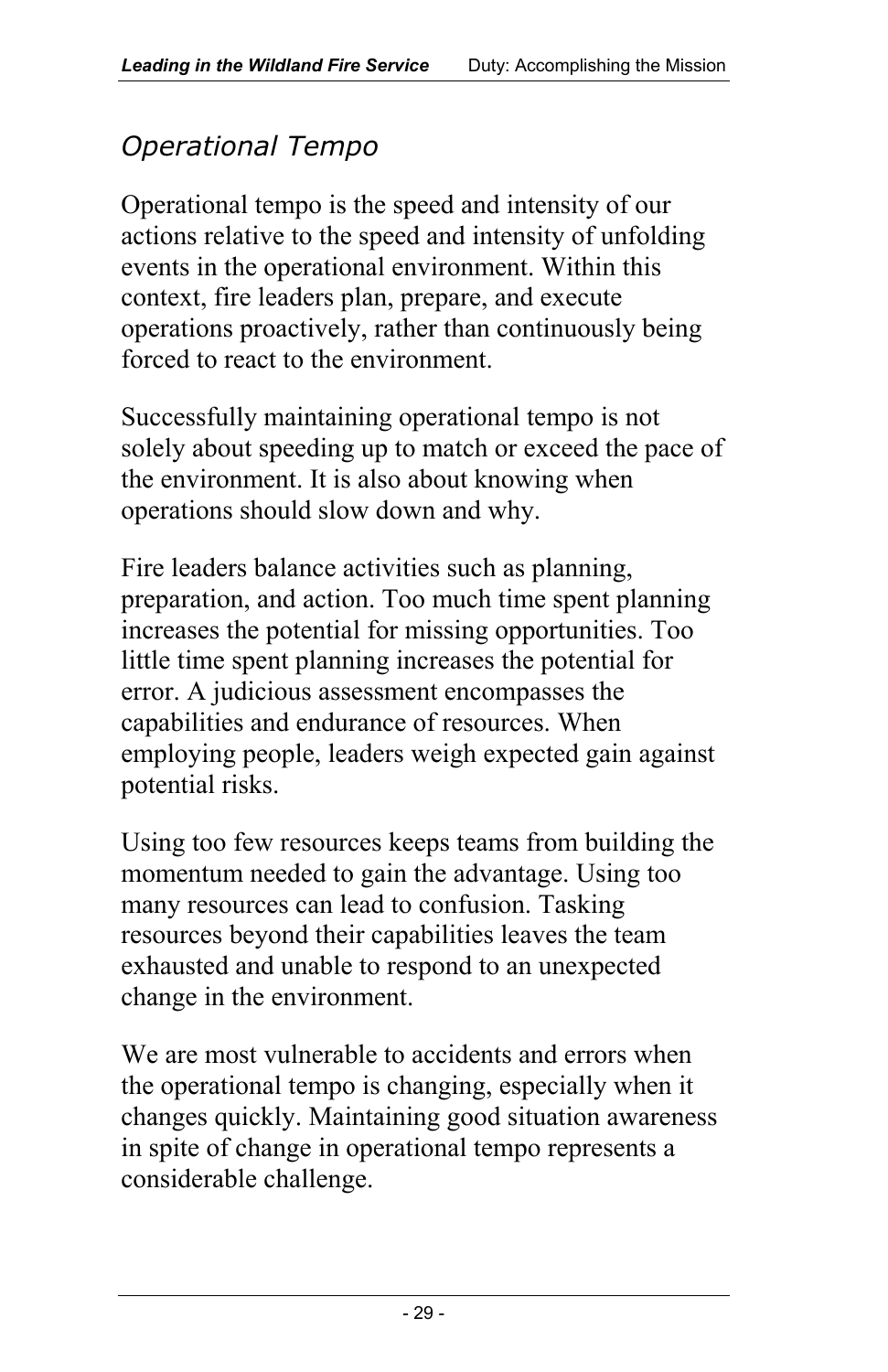## *Operational Tempo*

Operational tempo is the speed and intensity of our actions relative to the speed and intensity of unfolding events in the operational environment. Within this context, fire leaders plan, prepare, and execute operations proactively, rather than continuously being forced to react to the environment.

Successfully maintaining operational tempo is not solely about speeding up to match or exceed the pace of the environment. It is also about knowing when operations should slow down and why.

Fire leaders balance activities such as planning, preparation, and action. Too much time spent planning increases the potential for missing opportunities. Too little time spent planning increases the potential for error. A judicious assessment encompasses the capabilities and endurance of resources. When employing people, leaders weigh expected gain against potential risks.

Using too few resources keeps teams from building the momentum needed to gain the advantage. Using too many resources can lead to confusion. Tasking resources beyond their capabilities leaves the team exhausted and unable to respond to an unexpected change in the environment.

We are most vulnerable to accidents and errors when the operational tempo is changing, especially when it changes quickly. Maintaining good situation awareness in spite of change in operational tempo represents a considerable challenge.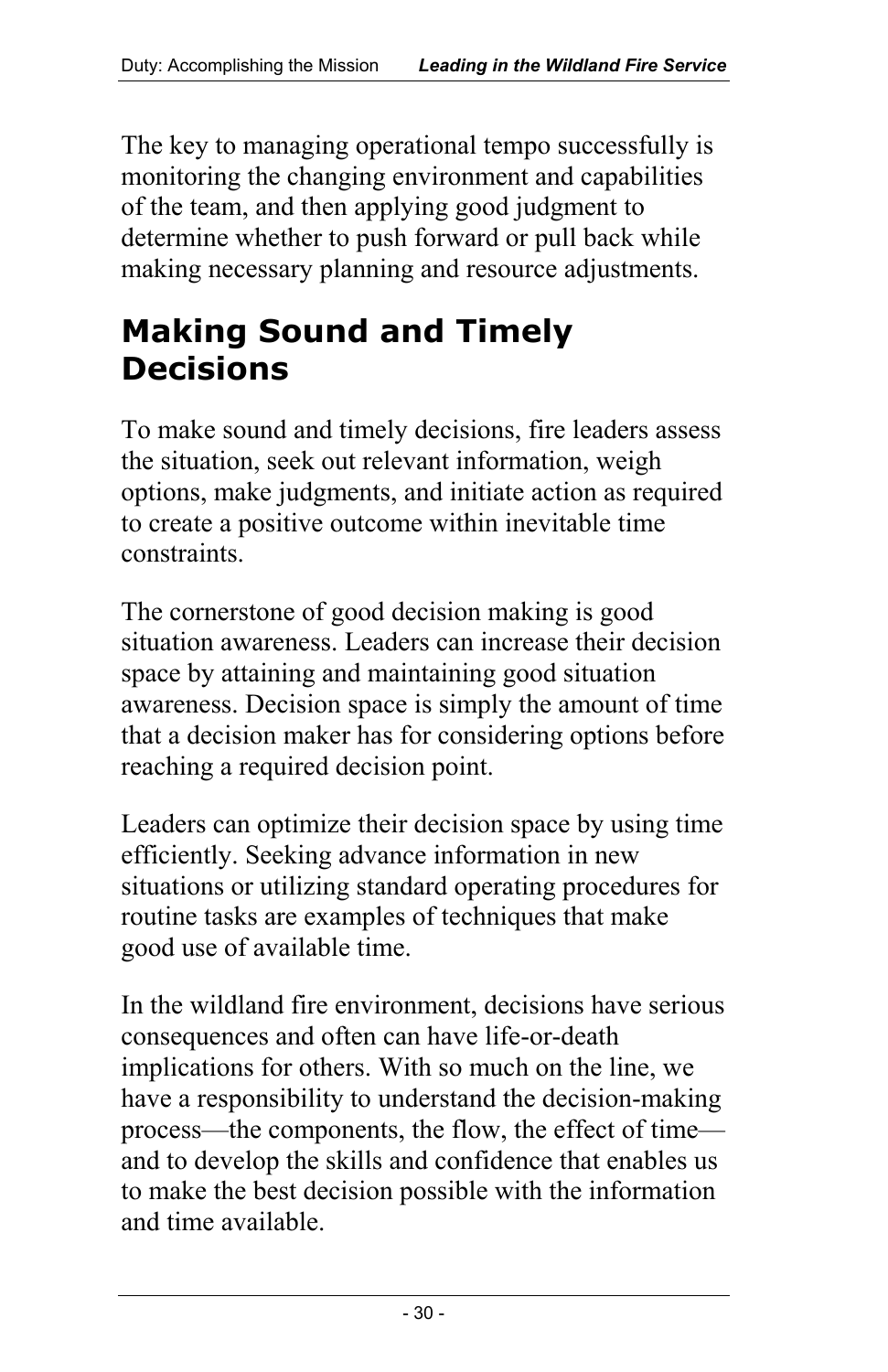The key to managing operational tempo successfully is monitoring the changing environment and capabilities of the team, and then applying good judgment to determine whether to push forward or pull back while making necessary planning and resource adjustments.

## Making Sound and Timely Decisions

To make sound and timely decisions, fire leaders assess the situation, seek out relevant information, weigh options, make judgments, and initiate action as required to create a positive outcome within inevitable time constraints.

The cornerstone of good decision making is good situation awareness. Leaders can increase their decision space by attaining and maintaining good situation awareness. Decision space is simply the amount of time that a decision maker has for considering options before reaching a required decision point.

Leaders can optimize their decision space by using time efficiently. Seeking advance information in new situations or utilizing standard operating procedures for routine tasks are examples of techniques that make good use of available time.

In the wildland fire environment, decisions have serious consequences and often can have life-or-death implications for others. With so much on the line, we have a responsibility to understand the decision-making process—the components, the flow, the effect of time—and to develop the skills and confidence that enables us to make the best decision possible with the information and time available.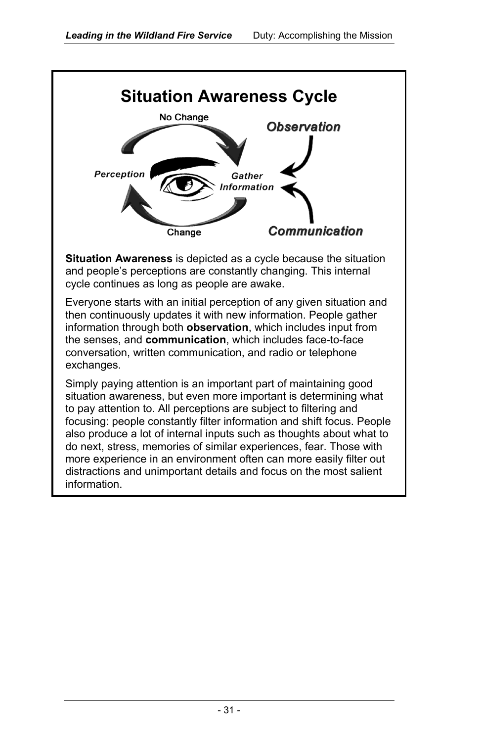# Situation Awareness Cycle

No Change

Observation

Perception

Gather Information

Change

Communication

**Situation Awareness** is depicted as a cycle because the situation and people's perceptions are constantly changing. This internal cycle continues as long as people are awake.

Everyone starts with an initial perception of any given situation and then continuously updates it with new information. People gather information through both **observation**, which includes input from the senses, and **communication**, which includes face-to-face conversation, written communication, and radio or telephone exchanges.

Simply paying attention is an important part of maintaining good situation awareness, but even more important is determining what to pay attention to. All perceptions are subject to filtering and focusing: people constantly filter information and shift focus. People also produce a lot of internal inputs such as thoughts about what to do next, stress, memories of similar experiences, fear. Those with more experience in an environment often can more easily filter out distractions and unimportant details and focus on the most salient information.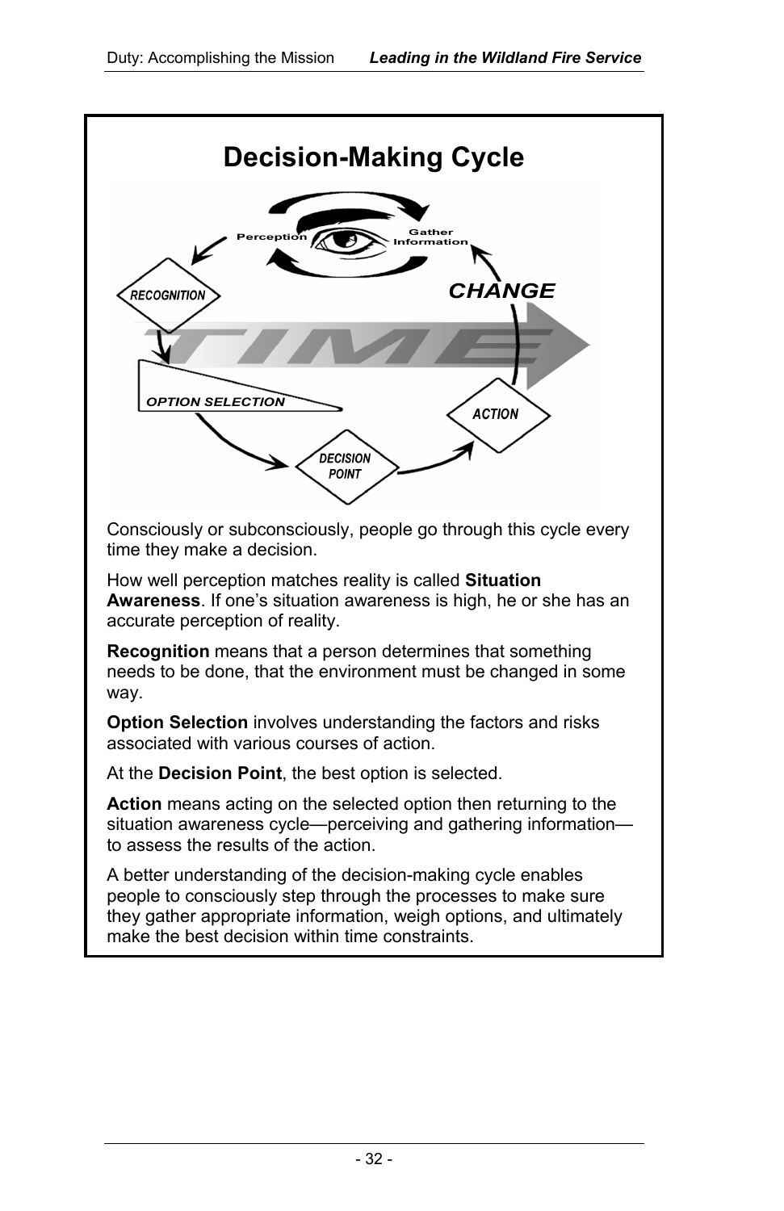# Decision-Making Cycle

Perception

Gather Information

RECOGNITION

CHANGE

TIME

OPTION SELECTION

ACTION

DECISION POINT

Consciously or subconsciously, people go through this cycle every time they make a decision.

How well perception matches reality is called **Situation Awareness**. If one's situation awareness is high, he or she has an accurate perception of reality.

**Recognition** means that a person determines that something needs to be done, that the environment must be changed in some way.

**Option Selection** involves understanding the factors and risks associated with various courses of action.

At the **Decision Point**, the best option is selected.

**Action** means acting on the selected option then returning to the situation awareness cycle—perceiving and gathering information—to assess the results of the action.

A better understanding of the decision-making cycle enables people to consciously step through the processes to make sure they gather appropriate information, weigh options, and ultimately make the best decision within time constraints.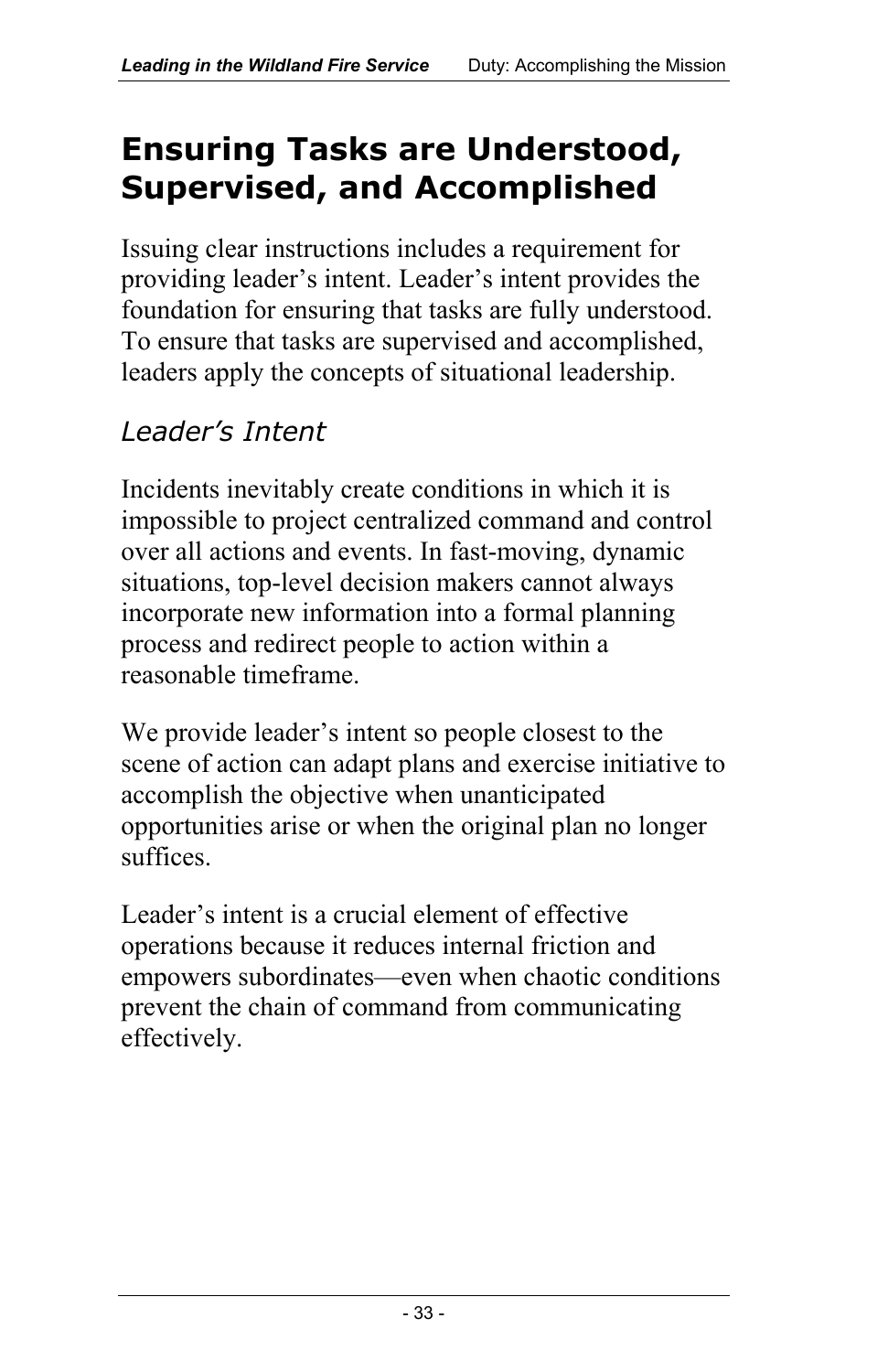# Ensuring Tasks are Understood, Supervised, and Accomplished

Issuing clear instructions includes a requirement for providing leader's intent. Leader's intent provides the foundation for ensuring that tasks are fully understood. To ensure that tasks are supervised and accomplished, leaders apply the concepts of situational leadership.

## *Leader's Intent*

Incidents inevitably create conditions in which it is impossible to project centralized command and control over all actions and events. In fast-moving, dynamic situations, top-level decision makers cannot always incorporate new information into a formal planning process and redirect people to action within a reasonable timeframe.

We provide leader's intent so people closest to the scene of action can adapt plans and exercise initiative to accomplish the objective when unanticipated opportunities arise or when the original plan no longer suffices.

Leader's intent is a crucial element of effective operations because it reduces internal friction and empowers subordinates—even when chaotic conditions prevent the chain of command from communicating effectively.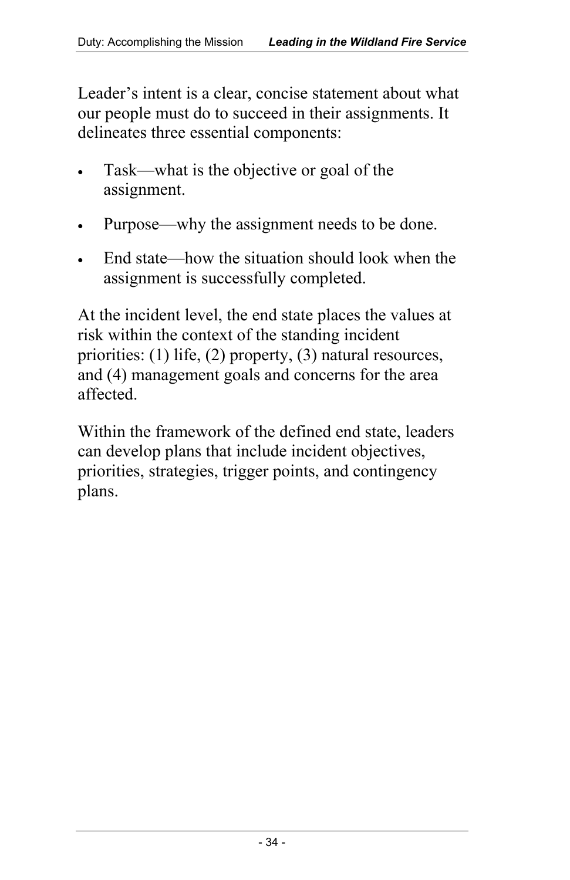Leader's intent is a clear, concise statement about what our people must do to succeed in their assignments. It delineates three essential components:

- Task—what is the objective or goal of the assignment.
- Purpose—why the assignment needs to be done.
- End state—how the situation should look when the assignment is successfully completed.

At the incident level, the end state places the values at risk within the context of the standing incident priorities: (1) life, (2) property, (3) natural resources, and (4) management goals and concerns for the area affected.

Within the framework of the defined end state, leaders can develop plans that include incident objectives, priorities, strategies, trigger points, and contingency plans.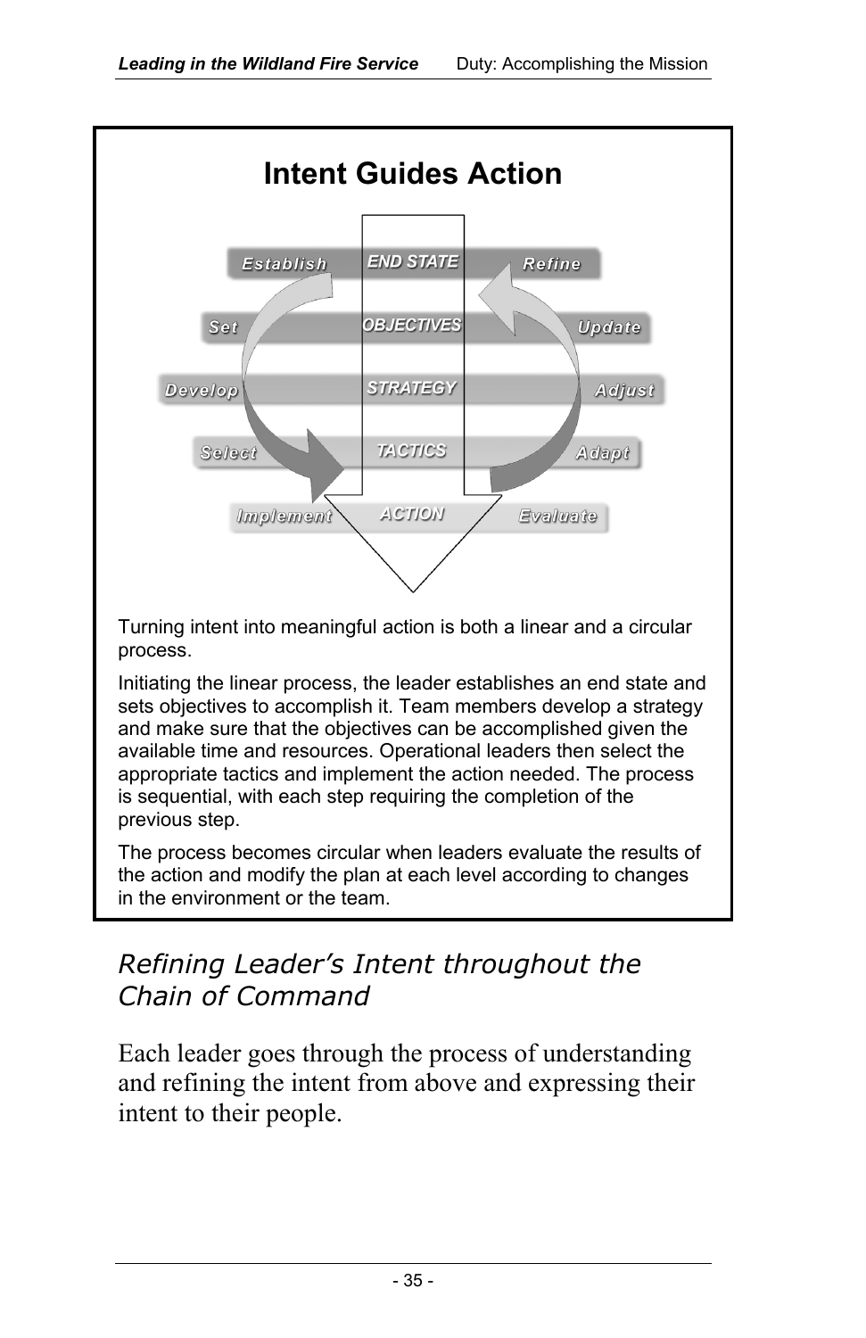## Intent Guides Action

Establish
END STATE
Refine

Set
OBJECTIVES
Update

Develop
STRATEGY
Adjust

Select
TACTICS
Adapt

Implement
ACTION
Evaluate

Turning intent into meaningful action is both a linear and a circular process.

Initiating the linear process, the leader establishes an end state and sets objectives to accomplish it. Team members develop a strategy and make sure that the objectives can be accomplished given the available time and resources. Operational leaders then select the appropriate tactics and implement the action needed. The process is sequential, with each step requiring the completion of the previous step.

The process becomes circular when leaders evaluate the results of the action and modify the plan at each level according to changes in the environment or the team.

### *Refining Leader's Intent throughout the Chain of Command*

Each leader goes through the process of understanding and refining the intent from above and expressing their intent to their people.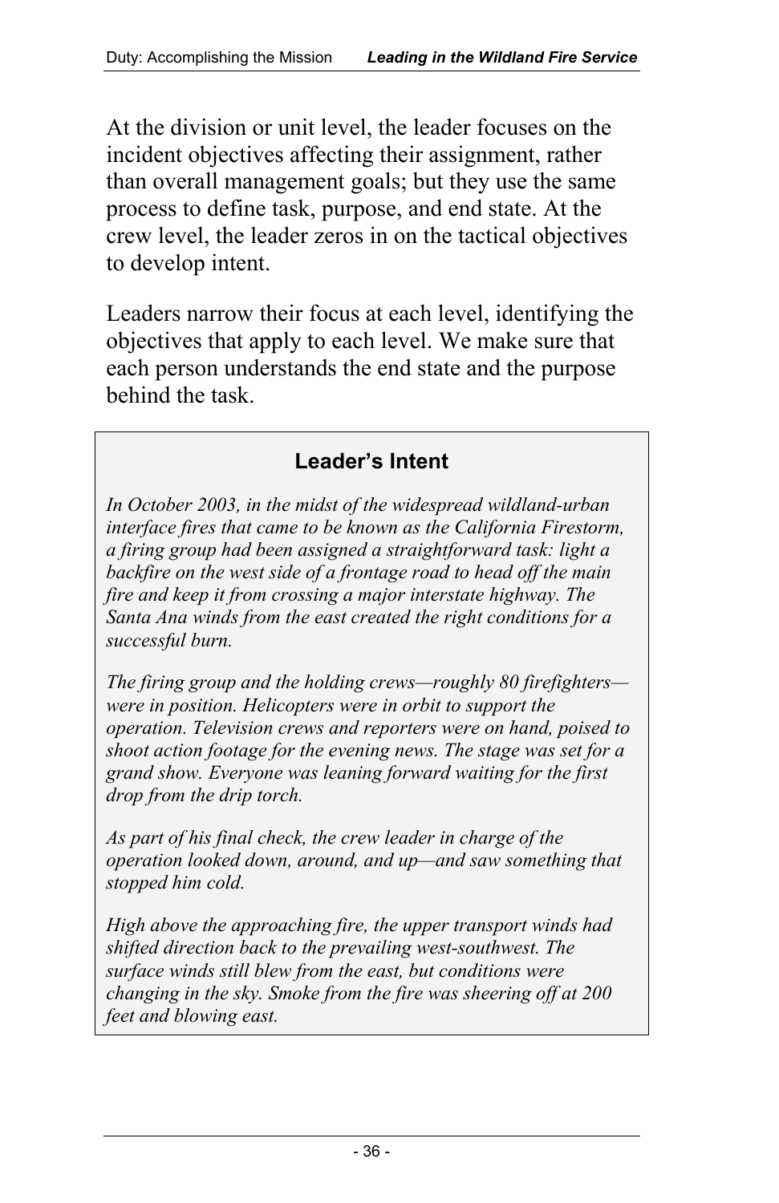At the division or unit level, the leader focuses on the incident objectives affecting their assignment, rather than overall management goals; but they use the same process to define task, purpose, and end state. At the crew level, the leader zeros in on the tactical objectives to develop intent.

Leaders narrow their focus at each level, identifying the objectives that apply to each level. We make sure that each person understands the end state and the purpose behind the task.

### Leader's Intent

*In October 2003, in the midst of the widespread wildland-urban interface fires that came to be known as the California Firestorm, a firing group had been assigned a straightforward task: light a backfire on the west side of a frontage road to head off the main fire and keep it from crossing a major interstate highway. The Santa Ana winds from the east created the right conditions for a successful burn.*

*The firing group and the holding crews—roughly 80 firefighters—were in position. Helicopters were in orbit to support the operation. Television crews and reporters were on hand, poised to shoot action footage for the evening news. The stage was set for a grand show. Everyone was leaning forward waiting for the first drop from the drip torch.*

*As part of his final check, the crew leader in charge of the operation looked down, around, and up—and saw something that stopped him cold.*

*High above the approaching fire, the upper transport winds had shifted direction back to the prevailing west-southwest. The surface winds still blew from the east, but conditions were changing in the sky. Smoke from the fire was sheering off at 200 feet and blowing east.*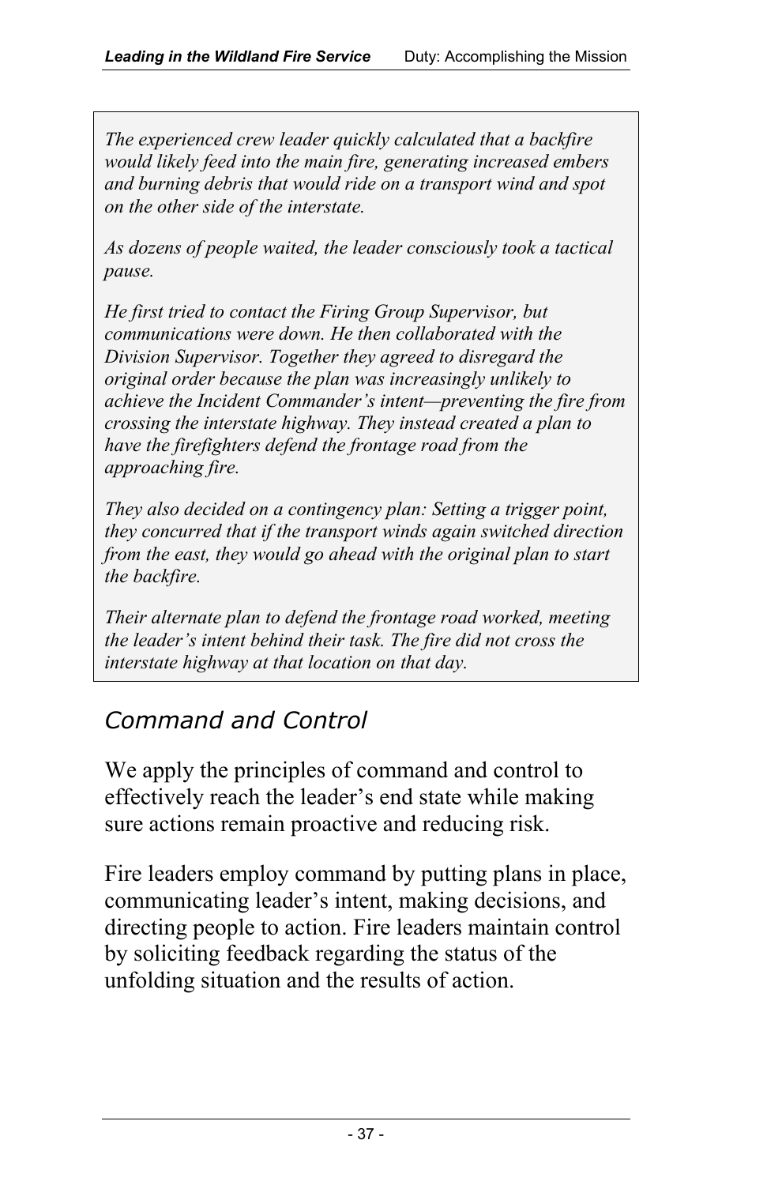*The experienced crew leader quickly calculated that a backfire would likely feed into the main fire, generating increased embers and burning debris that would ride on a transport wind and spot on the other side of the interstate.*

*As dozens of people waited, the leader consciously took a tactical pause.*

*He first tried to contact the Firing Group Supervisor, but communications were down. He then collaborated with the Division Supervisor. Together they agreed to disregard the original order because the plan was increasingly unlikely to achieve the Incident Commander's intent—preventing the fire from crossing the interstate highway. They instead created a plan to have the firefighters defend the frontage road from the approaching fire.*

*They also decided on a contingency plan: Setting a trigger point, they concurred that if the transport winds again switched direction from the east, they would go ahead with the original plan to start the backfire.*

*Their alternate plan to defend the frontage road worked, meeting the leader's intent behind their task. The fire did not cross the interstate highway at that location on that day.*

## *Command and Control*

We apply the principles of command and control to effectively reach the leader's end state while making sure actions remain proactive and reducing risk.

Fire leaders employ command by putting plans in place, communicating leader's intent, making decisions, and directing people to action. Fire leaders maintain control by soliciting feedback regarding the status of the unfolding situation and the results of action.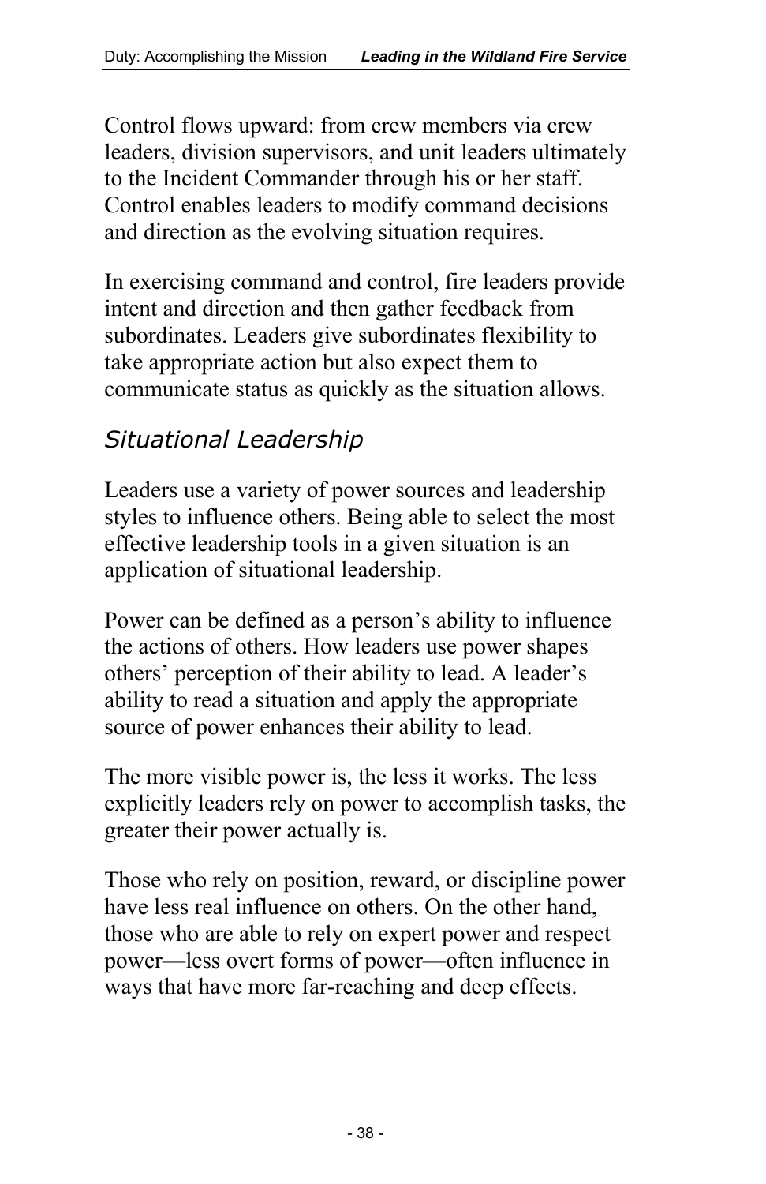Control flows upward: from crew members via crew leaders, division supervisors, and unit leaders ultimately to the Incident Commander through his or her staff. Control enables leaders to modify command decisions and direction as the evolving situation requires.

In exercising command and control, fire leaders provide intent and direction and then gather feedback from subordinates. Leaders give subordinates flexibility to take appropriate action but also expect them to communicate status as quickly as the situation allows.

### *Situational Leadership*

Leaders use a variety of power sources and leadership styles to influence others. Being able to select the most effective leadership tools in a given situation is an application of situational leadership.

Power can be defined as a person's ability to influence the actions of others. How leaders use power shapes others' perception of their ability to lead. A leader's ability to read a situation and apply the appropriate source of power enhances their ability to lead.

The more visible power is, the less it works. The less explicitly leaders rely on power to accomplish tasks, the greater their power actually is.

Those who rely on position, reward, or discipline power have less real influence on others. On the other hand, those who are able to rely on expert power and respect power—less overt forms of power—often influence in ways that have more far-reaching and deep effects.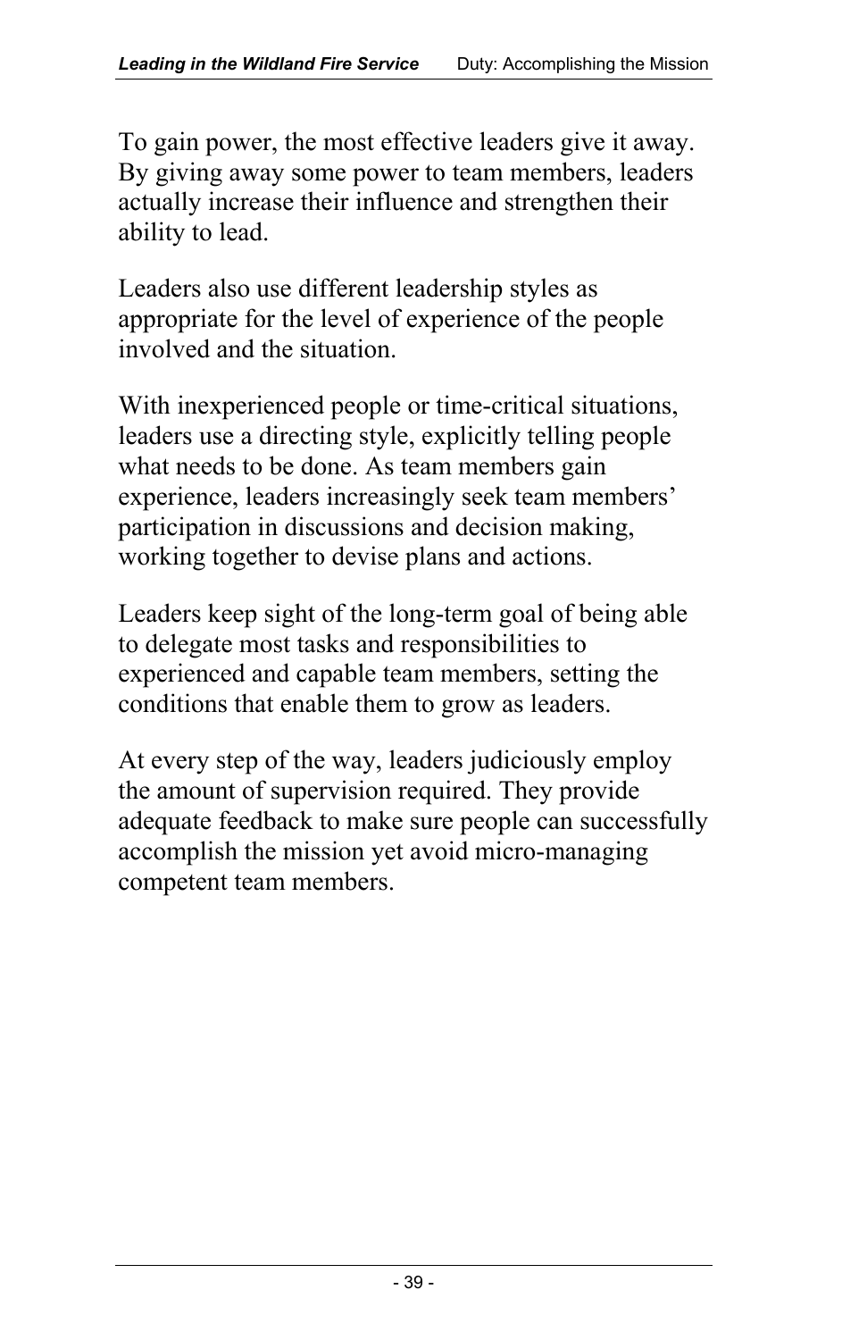To gain power, the most effective leaders give it away. By giving away some power to team members, leaders actually increase their influence and strengthen their ability to lead.

Leaders also use different leadership styles as appropriate for the level of experience of the people involved and the situation.

With inexperienced people or time-critical situations, leaders use a directing style, explicitly telling people what needs to be done. As team members gain experience, leaders increasingly seek team members' participation in discussions and decision making, working together to devise plans and actions.

Leaders keep sight of the long-term goal of being able to delegate most tasks and responsibilities to experienced and capable team members, setting the conditions that enable them to grow as leaders.

At every step of the way, leaders judiciously employ the amount of supervision required. They provide adequate feedback to make sure people can successfully accomplish the mission yet avoid micro-managing competent team members.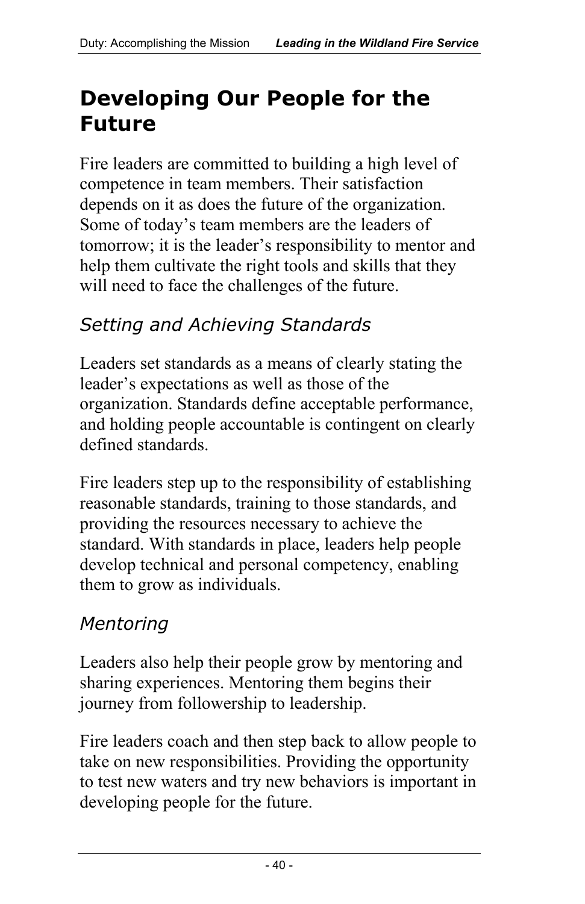## Developing Our People for the Future

Fire leaders are committed to building a high level of competence in team members. Their satisfaction depends on it as does the future of the organization. Some of today's team members are the leaders of tomorrow; it is the leader's responsibility to mentor and help them cultivate the right tools and skills that they will need to face the challenges of the future.

### *Setting and Achieving Standards*

Leaders set standards as a means of clearly stating the leader's expectations as well as those of the organization. Standards define acceptable performance, and holding people accountable is contingent on clearly defined standards.

Fire leaders step up to the responsibility of establishing reasonable standards, training to those standards, and providing the resources necessary to achieve the standard. With standards in place, leaders help people develop technical and personal competency, enabling them to grow as individuals.

### *Mentoring*

Leaders also help their people grow by mentoring and sharing experiences. Mentoring them begins their journey from followership to leadership.

Fire leaders coach and then step back to allow people to take on new responsibilities. Providing the opportunity to test new waters and try new behaviors is important in developing people for the future.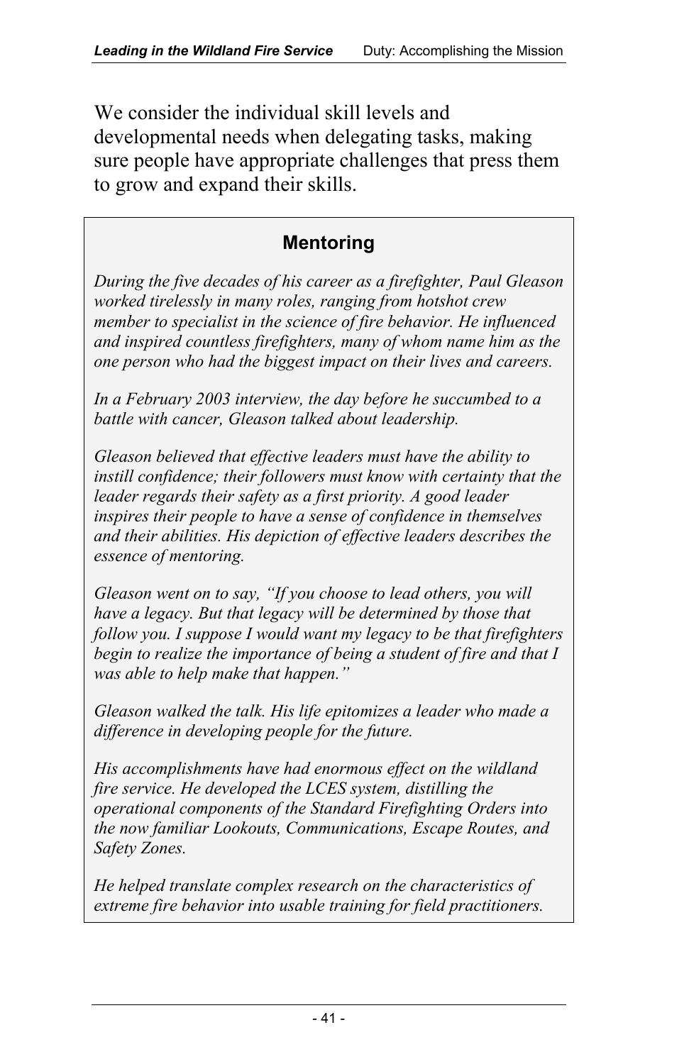We consider the individual skill levels and developmental needs when delegating tasks, making sure people have appropriate challenges that press them to grow and expand their skills.

### Mentoring

*During the five decades of his career as a firefighter, Paul Gleason worked tirelessly in many roles, ranging from hotshot crew member to specialist in the science of fire behavior. He influenced and inspired countless firefighters, many of whom name him as the one person who had the biggest impact on their lives and careers.*

*In a February 2003 interview, the day before he succumbed to a battle with cancer, Gleason talked about leadership.*

*Gleason believed that effective leaders must have the ability to instill confidence; their followers must know with certainty that the leader regards their safety as a first priority. A good leader inspires their people to have a sense of confidence in themselves and their abilities. His depiction of effective leaders describes the essence of mentoring.*

*Gleason went on to say, "If you choose to lead others, you will have a legacy. But that legacy will be determined by those that follow you. I suppose I would want my legacy to be that firefighters begin to realize the importance of being a student of fire and that I was able to help make that happen."*

*Gleason walked the talk. His life epitomizes a leader who made a difference in developing people for the future.*

*His accomplishments have had enormous effect on the wildland fire service. He developed the LCES system, distilling the operational components of the Standard Firefighting Orders into the now familiar Lookouts, Communications, Escape Routes, and Safety Zones.*

*He helped translate complex research on the characteristics of extreme fire behavior into usable training for field practitioners.*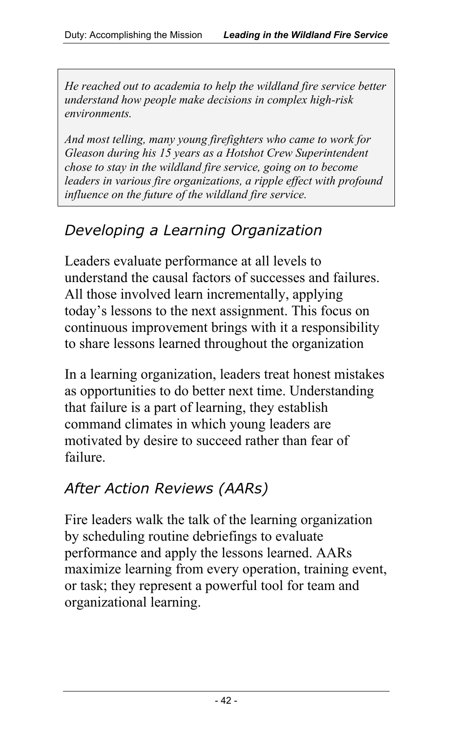*He reached out to academia to help the wildland fire service better understand how people make decisions in complex high-risk environments.*

*And most telling, many young firefighters who came to work for Gleason during his 15 years as a Hotshot Crew Superintendent chose to stay in the wildland fire service, going on to become leaders in various fire organizations, a ripple effect with profound influence on the future of the wildland fire service.*

## *Developing a Learning Organization*

Leaders evaluate performance at all levels to understand the causal factors of successes and failures. All those involved learn incrementally, applying today's lessons to the next assignment. This focus on continuous improvement brings with it a responsibility to share lessons learned throughout the organization

In a learning organization, leaders treat honest mistakes as opportunities to do better next time. Understanding that failure is a part of learning, they establish command climates in which young leaders are motivated by desire to succeed rather than fear of failure.

## *After Action Reviews (AARs)*

Fire leaders walk the talk of the learning organization by scheduling routine debriefings to evaluate performance and apply the lessons learned. AARs maximize learning from every operation, training event, or task; they represent a powerful tool for team and organizational learning.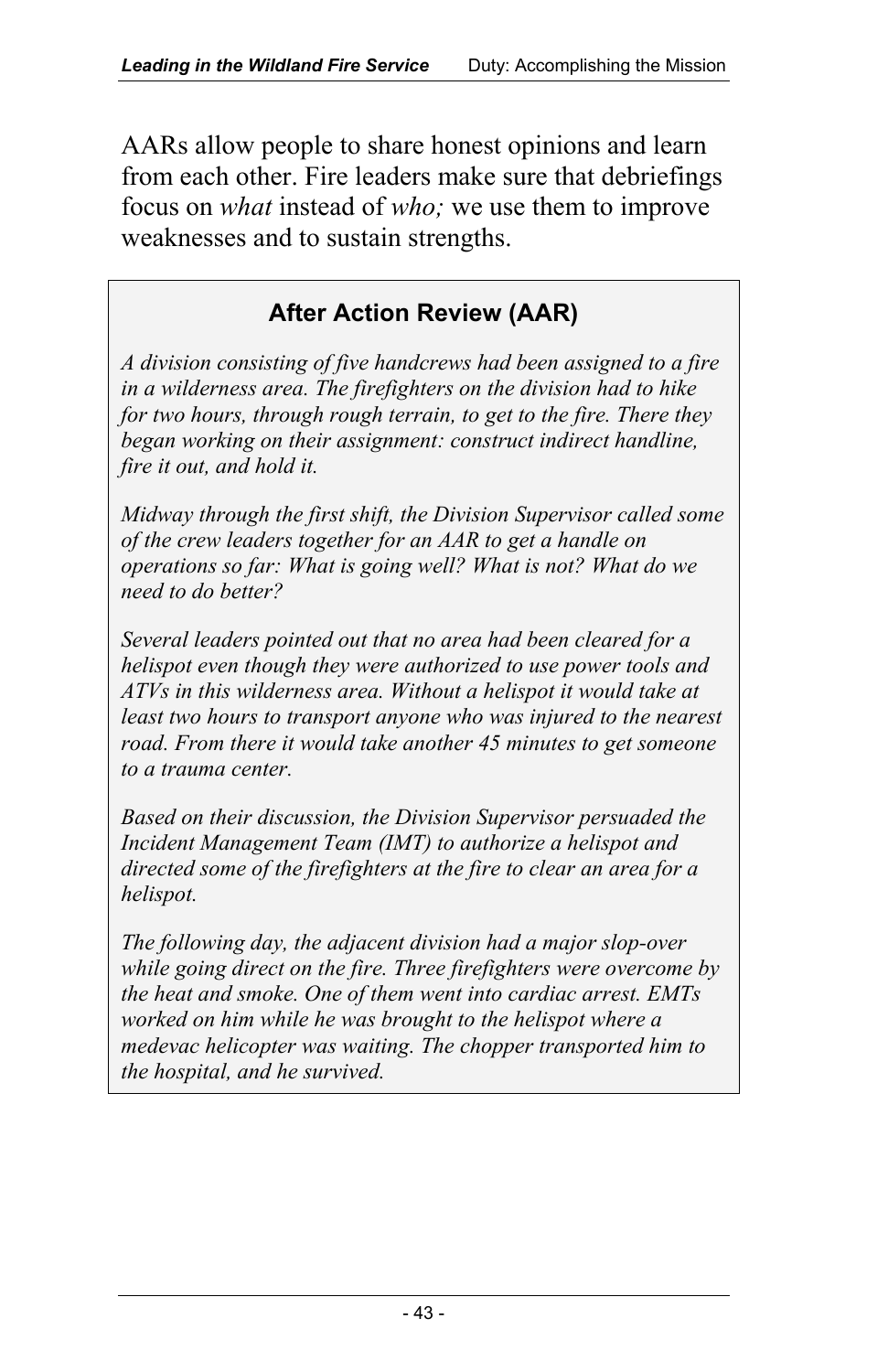AARs allow people to share honest opinions and learn from each other. Fire leaders make sure that debriefings focus on *what* instead of *who;* we use them to improve weaknesses and to sustain strengths.

## After Action Review (AAR)

*A division consisting of five handcrews had been assigned to a fire in a wilderness area. The firefighters on the division had to hike for two hours, through rough terrain, to get to the fire. There they began working on their assignment: construct indirect handline, fire it out, and hold it.*

*Midway through the first shift, the Division Supervisor called some of the crew leaders together for an AAR to get a handle on operations so far: What is going well? What is not? What do we need to do better?*

*Several leaders pointed out that no area had been cleared for a helispot even though they were authorized to use power tools and ATVs in this wilderness area. Without a helispot it would take at least two hours to transport anyone who was injured to the nearest road. From there it would take another 45 minutes to get someone to a trauma center.*

*Based on their discussion, the Division Supervisor persuaded the Incident Management Team (IMT) to authorize a helispot and directed some of the firefighters at the fire to clear an area for a helispot.*

*The following day, the adjacent division had a major slop-over while going direct on the fire. Three firefighters were overcome by the heat and smoke. One of them went into cardiac arrest. EMTs worked on him while he was brought to the helispot where a medevac helicopter was waiting. The chopper transported him to the hospital, and he survived.*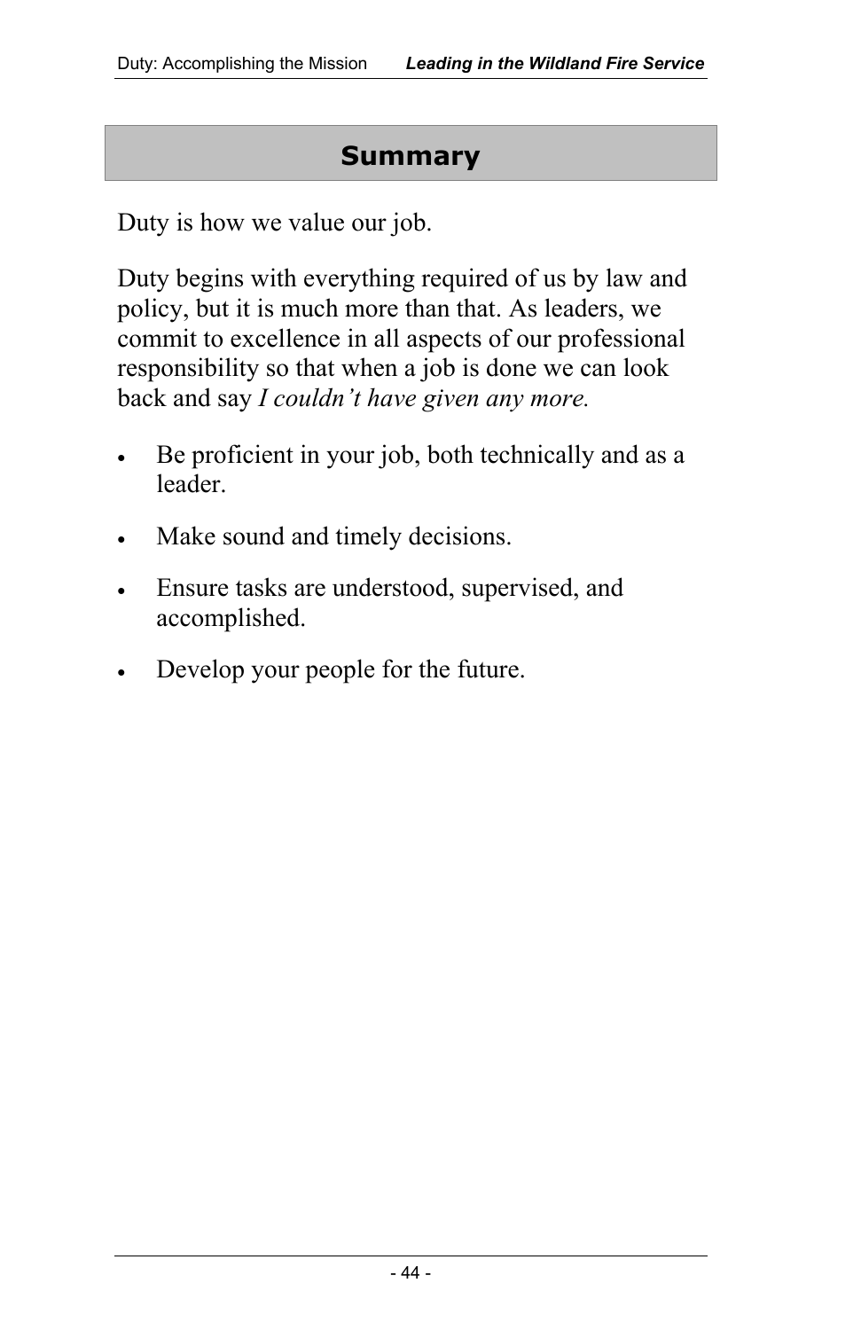## Summary

Duty is how we value our job.

Duty begins with everything required of us by law and policy, but it is much more than that. As leaders, we commit to excellence in all aspects of our professional responsibility so that when a job is done we can look back and say *I couldn't have given any more.*

- Be proficient in your job, both technically and as a leader.
- Make sound and timely decisions.
- Ensure tasks are understood, supervised, and accomplished.
- Develop your people for the future.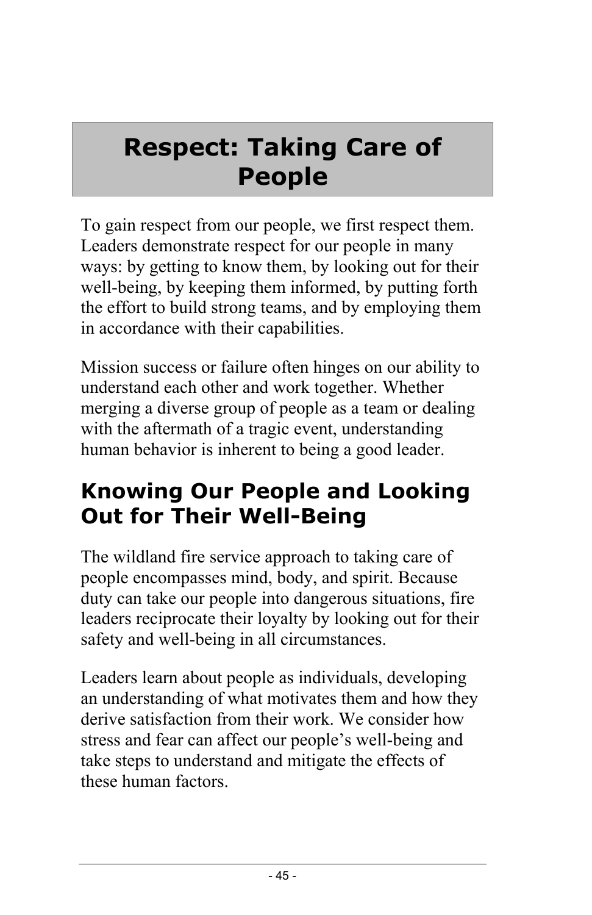# Respect: Taking Care of People

To gain respect from our people, we first respect them. Leaders demonstrate respect for our people in many ways: by getting to know them, by looking out for their well-being, by keeping them informed, by putting forth the effort to build strong teams, and by employing them in accordance with their capabilities.

Mission success or failure often hinges on our ability to understand each other and work together. Whether merging a diverse group of people as a team or dealing with the aftermath of a tragic event, understanding human behavior is inherent to being a good leader.

## Knowing Our People and Looking Out for Their Well-Being

The wildland fire service approach to taking care of people encompasses mind, body, and spirit. Because duty can take our people into dangerous situations, fire leaders reciprocate their loyalty by looking out for their safety and well-being in all circumstances.

Leaders learn about people as individuals, developing an understanding of what motivates them and how they derive satisfaction from their work. We consider how stress and fear can affect our people's well-being and take steps to understand and mitigate the effects of these human factors.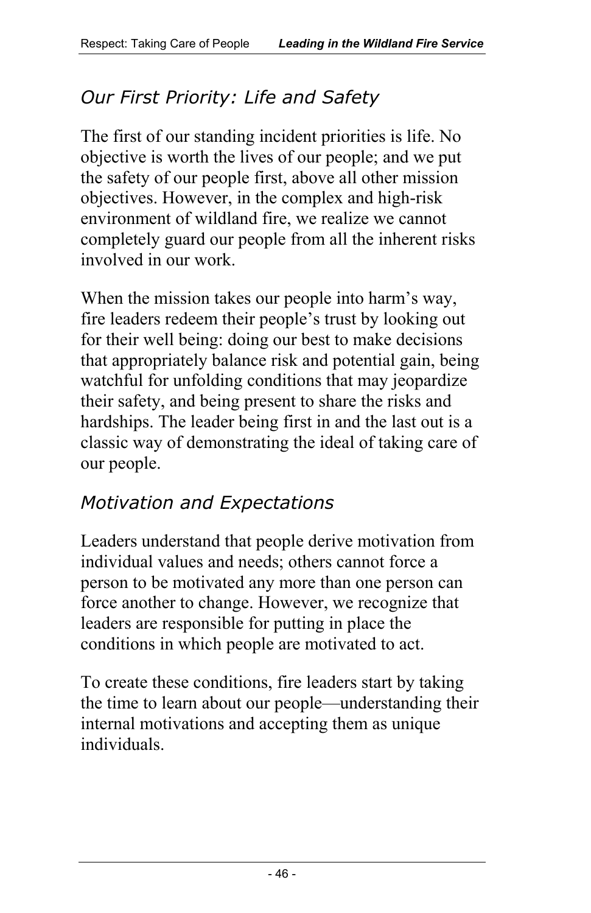## *Our First Priority: Life and Safety*

The first of our standing incident priorities is life. No objective is worth the lives of our people; and we put the safety of our people first, above all other mission objectives. However, in the complex and high-risk environment of wildland fire, we realize we cannot completely guard our people from all the inherent risks involved in our work.

When the mission takes our people into harm's way, fire leaders redeem their people's trust by looking out for their well being: doing our best to make decisions that appropriately balance risk and potential gain, being watchful for unfolding conditions that may jeopardize their safety, and being present to share the risks and hardships. The leader being first in and the last out is a classic way of demonstrating the ideal of taking care of our people.

## *Motivation and Expectations*

Leaders understand that people derive motivation from individual values and needs; others cannot force a person to be motivated any more than one person can force another to change. However, we recognize that leaders are responsible for putting in place the conditions in which people are motivated to act.

To create these conditions, fire leaders start by taking the time to learn about our people—understanding their internal motivations and accepting them as unique individuals.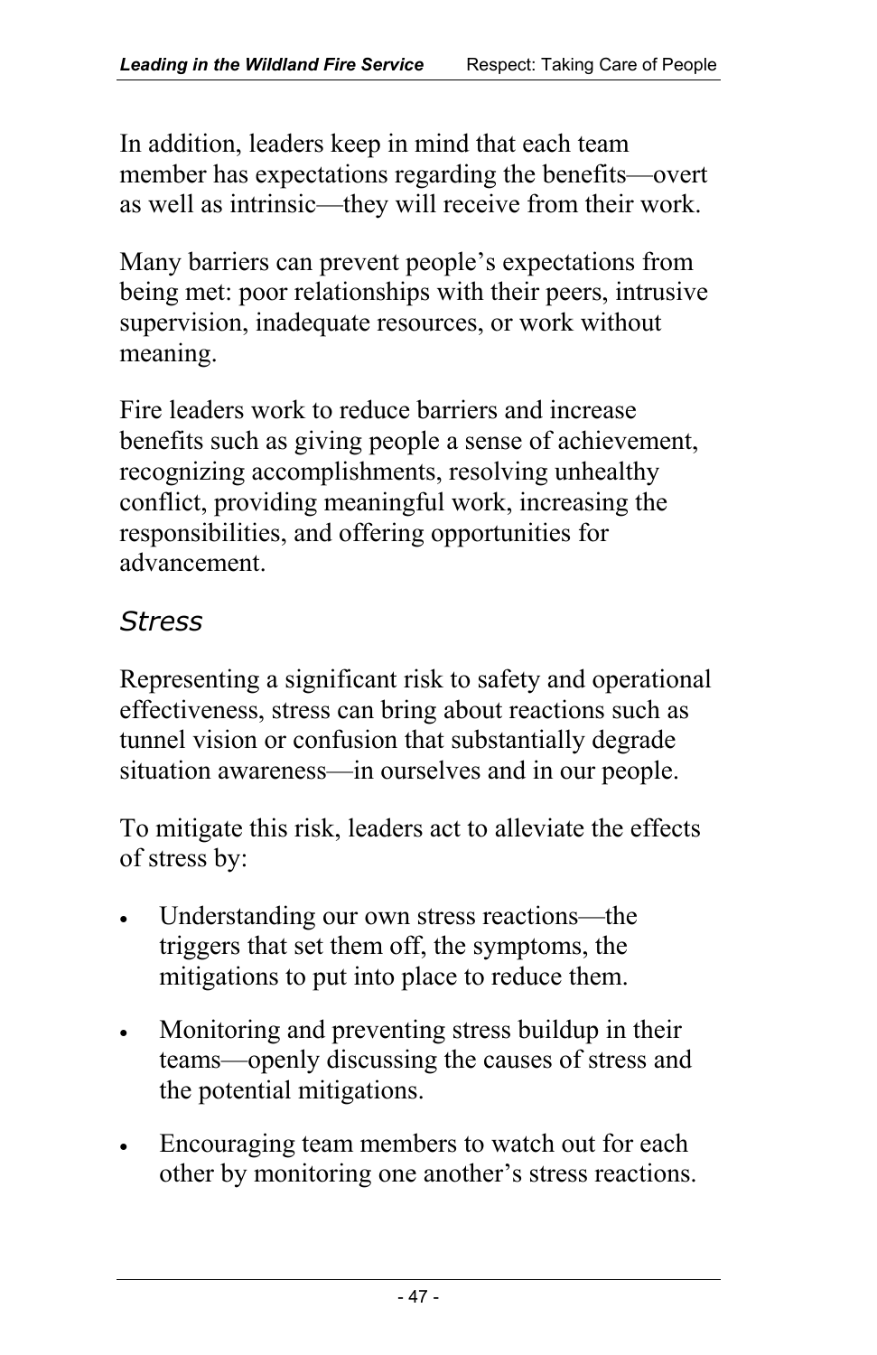In addition, leaders keep in mind that each team member has expectations regarding the benefits—overt as well as intrinsic—they will receive from their work.

Many barriers can prevent people's expectations from being met: poor relationships with their peers, intrusive supervision, inadequate resources, or work without meaning.

Fire leaders work to reduce barriers and increase benefits such as giving people a sense of achievement, recognizing accomplishments, resolving unhealthy conflict, providing meaningful work, increasing the responsibilities, and offering opportunities for advancement.

### *Stress*

Representing a significant risk to safety and operational effectiveness, stress can bring about reactions such as tunnel vision or confusion that substantially degrade situation awareness—in ourselves and in our people.

To mitigate this risk, leaders act to alleviate the effects of stress by:

- Understanding our own stress reactions—the triggers that set them off, the symptoms, the mitigations to put into place to reduce them.
- Monitoring and preventing stress buildup in their teams—openly discussing the causes of stress and the potential mitigations.
- Encouraging team members to watch out for each other by monitoring one another's stress reactions.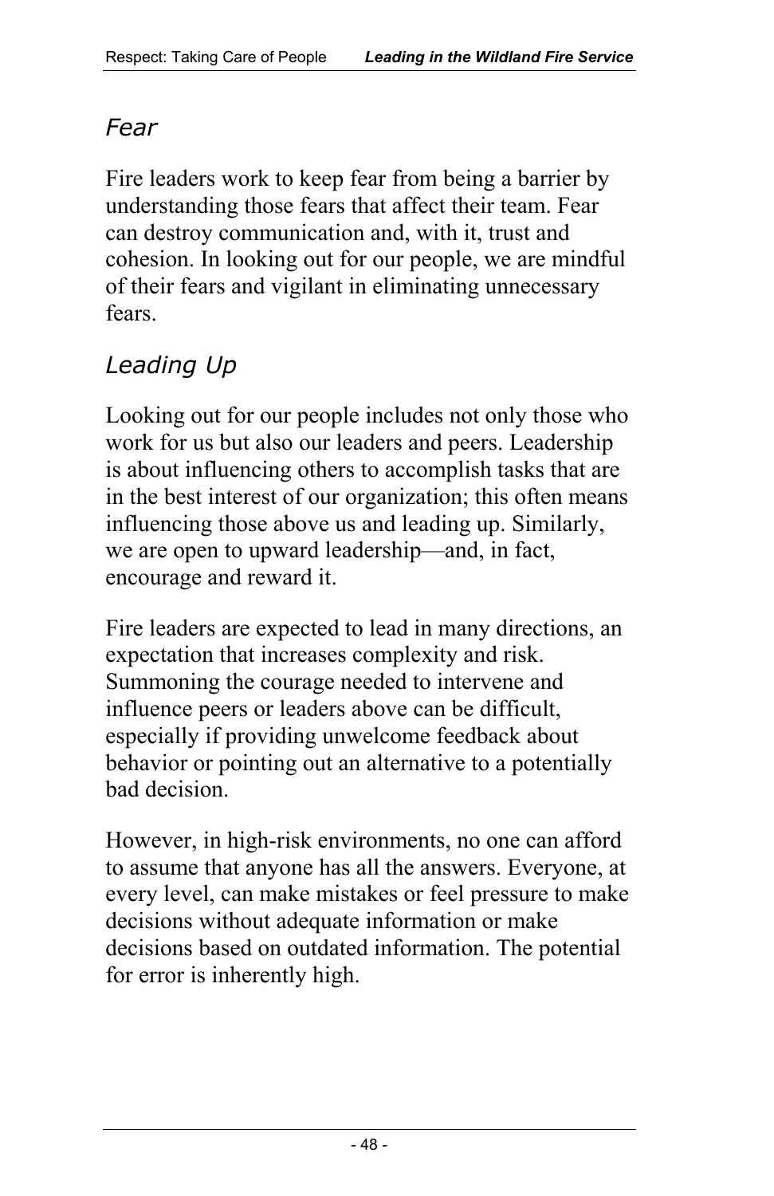### *Fear*

Fire leaders work to keep fear from being a barrier by understanding those fears that affect their team. Fear can destroy communication and, with it, trust and cohesion. In looking out for our people, we are mindful of their fears and vigilant in eliminating unnecessary fears.

### *Leading Up*

Looking out for our people includes not only those who work for us but also our leaders and peers. Leadership is about influencing others to accomplish tasks that are in the best interest of our organization; this often means influencing those above us and leading up. Similarly, we are open to upward leadership—and, in fact, encourage and reward it.

Fire leaders are expected to lead in many directions, an expectation that increases complexity and risk. Summoning the courage needed to intervene and influence peers or leaders above can be difficult, especially if providing unwelcome feedback about behavior or pointing out an alternative to a potentially bad decision.

However, in high-risk environments, no one can afford to assume that anyone has all the answers. Everyone, at every level, can make mistakes or feel pressure to make decisions without adequate information or make decisions based on outdated information. The potential for error is inherently high.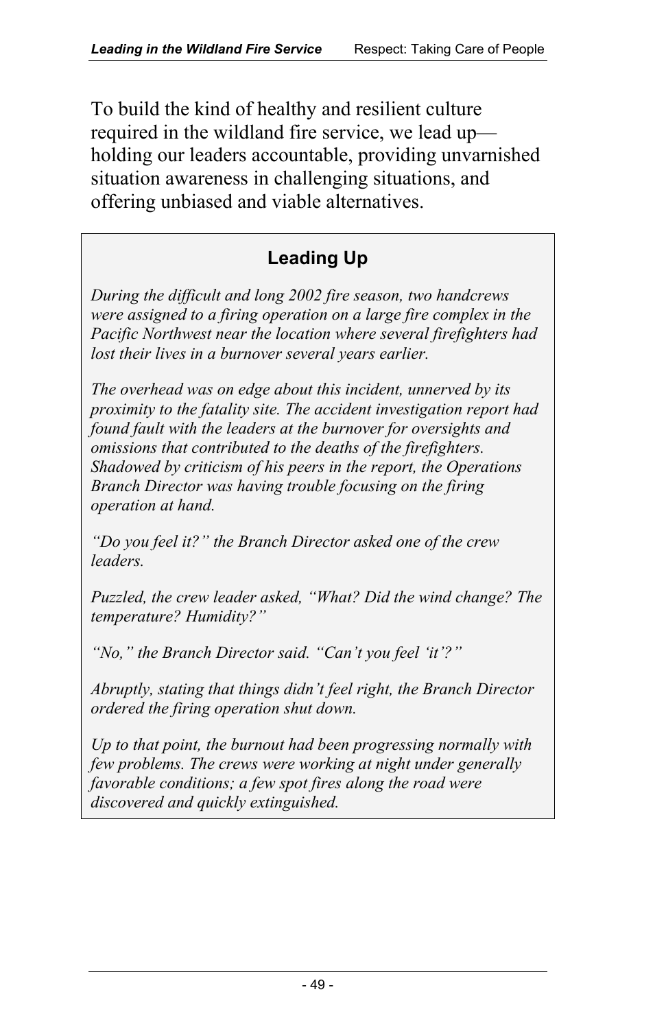To build the kind of healthy and resilient culture required in the wildland fire service, we lead up—holding our leaders accountable, providing unvarnished situation awareness in challenging situations, and offering unbiased and viable alternatives.

## Leading Up

*During the difficult and long 2002 fire season, two handcrews were assigned to a firing operation on a large fire complex in the Pacific Northwest near the location where several firefighters had lost their lives in a burnover several years earlier.*

*The overhead was on edge about this incident, unnerved by its proximity to the fatality site. The accident investigation report had found fault with the leaders at the burnover for oversights and omissions that contributed to the deaths of the firefighters. Shadowed by criticism of his peers in the report, the Operations Branch Director was having trouble focusing on the firing operation at hand.*

*"Do you feel it?" the Branch Director asked one of the crew leaders.*

*Puzzled, the crew leader asked, "What? Did the wind change? The temperature? Humidity?"*

*"No," the Branch Director said. "Can't you feel 'it'?"*

*Abruptly, stating that things didn't feel right, the Branch Director ordered the firing operation shut down.*

*Up to that point, the burnout had been progressing normally with few problems. The crews were working at night under generally favorable conditions; a few spot fires along the road were discovered and quickly extinguished.*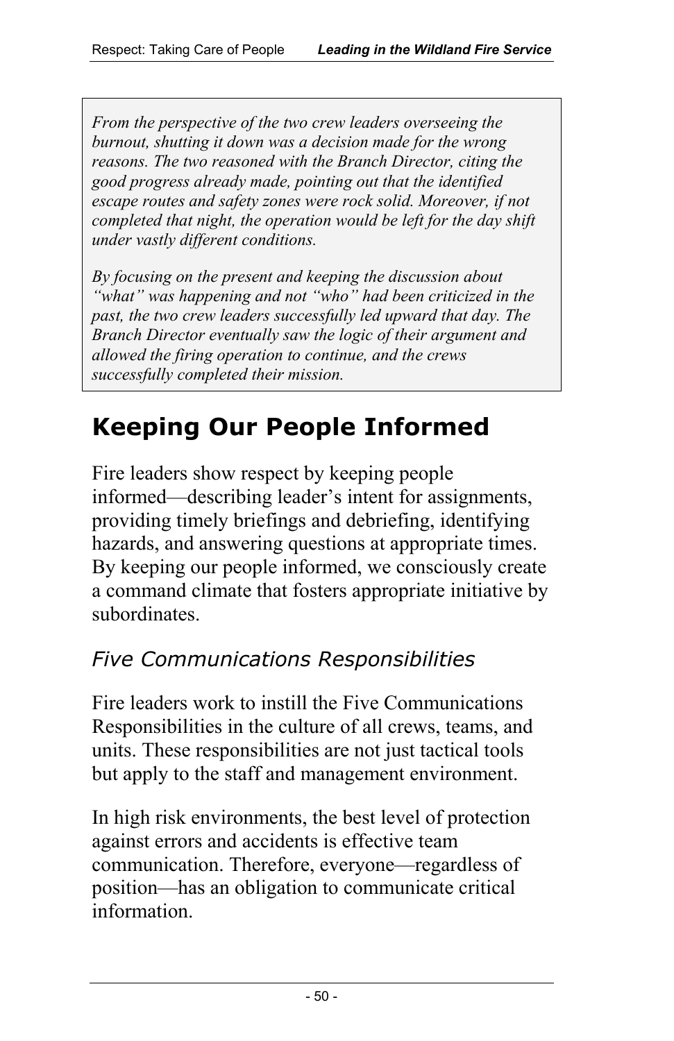*From the perspective of the two crew leaders overseeing the burnout, shutting it down was a decision made for the wrong reasons. The two reasoned with the Branch Director, citing the good progress already made, pointing out that the identified escape routes and safety zones were rock solid. Moreover, if not completed that night, the operation would be left for the day shift under vastly different conditions.*

*By focusing on the present and keeping the discussion about "what" was happening and not "who" had been criticized in the past, the two crew leaders successfully led upward that day. The Branch Director eventually saw the logic of their argument and allowed the firing operation to continue, and the crews successfully completed their mission.*

# Keeping Our People Informed

Fire leaders show respect by keeping people informed—describing leader's intent for assignments, providing timely briefings and debriefing, identifying hazards, and answering questions at appropriate times. By keeping our people informed, we consciously create a command climate that fosters appropriate initiative by subordinates.

## *Five Communications Responsibilities*

Fire leaders work to instill the Five Communications Responsibilities in the culture of all crews, teams, and units. These responsibilities are not just tactical tools but apply to the staff and management environment.

In high risk environments, the best level of protection against errors and accidents is effective team communication. Therefore, everyone—regardless of position—has an obligation to communicate critical information.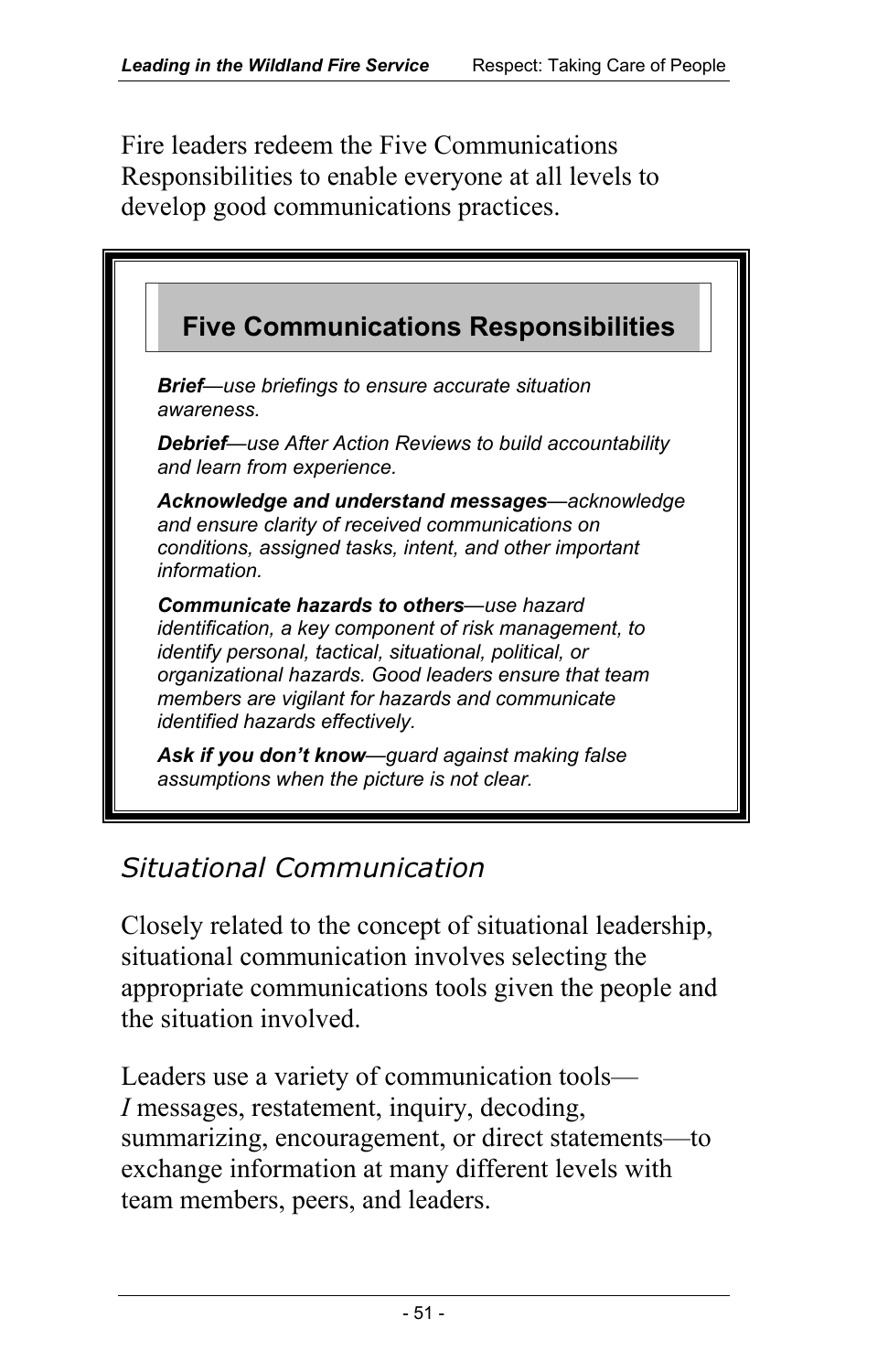Fire leaders redeem the Five Communications Responsibilities to enable everyone at all levels to develop good communications practices.

## Five Communications Responsibilities

***Brief****—use briefings to ensure accurate situation awareness.*

***Debrief****—use After Action Reviews to build accountability and learn from experience.*

***Acknowledge and understand messages****—acknowledge and ensure clarity of received communications on conditions, assigned tasks, intent, and other important information.*

***Communicate hazards to others****—use hazard identification, a key component of risk management, to identify personal, tactical, situational, political, or organizational hazards. Good leaders ensure that team members are vigilant for hazards and communicate identified hazards effectively.*

***Ask if you don't know****—guard against making false assumptions when the picture is not clear.*

## *Situational Communication*

Closely related to the concept of situational leadership, situational communication involves selecting the appropriate communications tools given the people and the situation involved.

Leaders use a variety of communication tools—*I* messages, restatement, inquiry, decoding, summarizing, encouragement, or direct statements—to exchange information at many different levels with team members, peers, and leaders.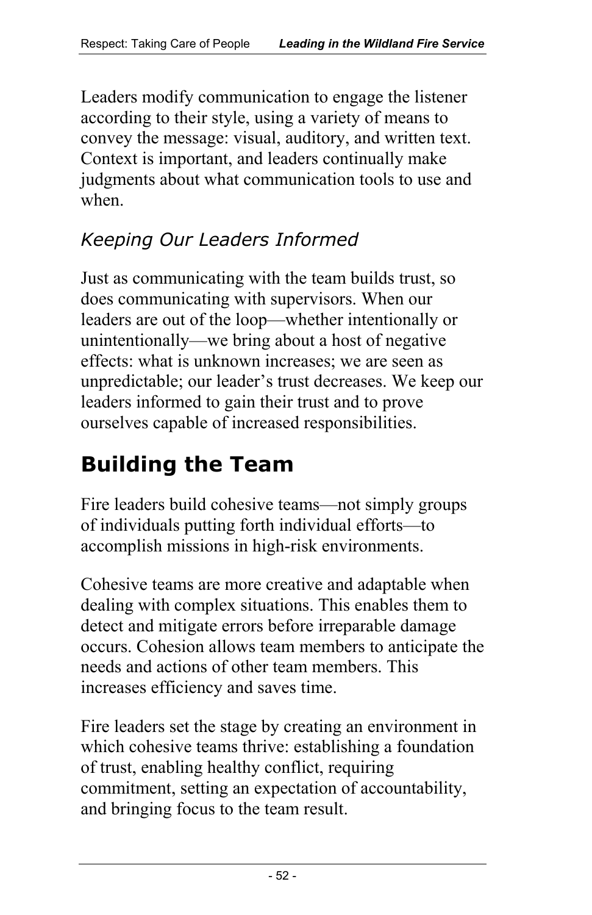Leaders modify communication to engage the listener according to their style, using a variety of means to convey the message: visual, auditory, and written text. Context is important, and leaders continually make judgments about what communication tools to use and when.

### *Keeping Our Leaders Informed*

Just as communicating with the team builds trust, so does communicating with supervisors. When our leaders are out of the loop—whether intentionally or unintentionally—we bring about a host of negative effects: what is unknown increases; we are seen as unpredictable; our leader's trust decreases. We keep our leaders informed to gain their trust and to prove ourselves capable of increased responsibilities.

## Building the Team

Fire leaders build cohesive teams—not simply groups of individuals putting forth individual efforts—to accomplish missions in high-risk environments.

Cohesive teams are more creative and adaptable when dealing with complex situations. This enables them to detect and mitigate errors before irreparable damage occurs. Cohesion allows team members to anticipate the needs and actions of other team members. This increases efficiency and saves time.

Fire leaders set the stage by creating an environment in which cohesive teams thrive: establishing a foundation of trust, enabling healthy conflict, requiring commitment, setting an expectation of accountability, and bringing focus to the team result.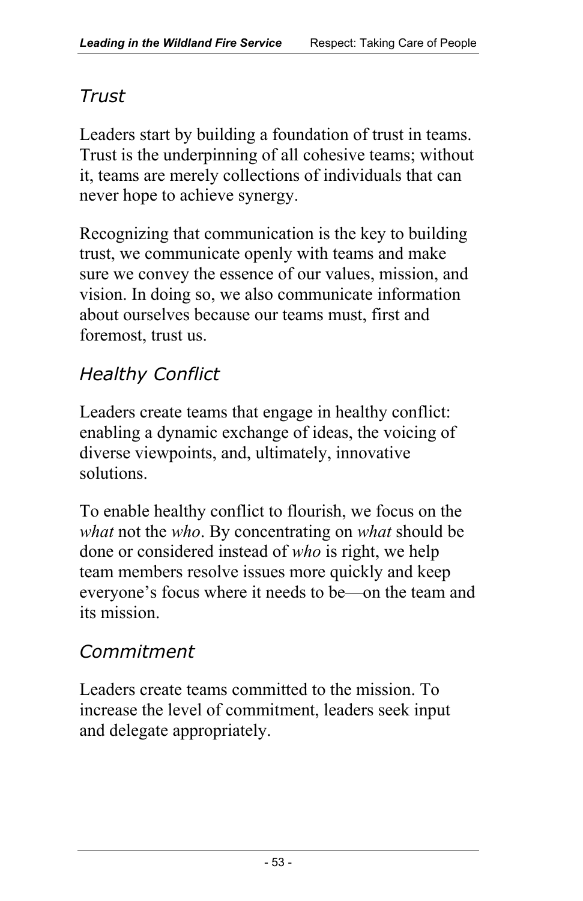### *Trust*

Leaders start by building a foundation of trust in teams. Trust is the underpinning of all cohesive teams; without it, teams are merely collections of individuals that can never hope to achieve synergy.

Recognizing that communication is the key to building trust, we communicate openly with teams and make sure we convey the essence of our values, mission, and vision. In doing so, we also communicate information about ourselves because our teams must, first and foremost, trust us.

### *Healthy Conflict*

Leaders create teams that engage in healthy conflict: enabling a dynamic exchange of ideas, the voicing of diverse viewpoints, and, ultimately, innovative solutions.

To enable healthy conflict to flourish, we focus on the *what* not the *who*. By concentrating on *what* should be done or considered instead of *who* is right, we help team members resolve issues more quickly and keep everyone's focus where it needs to be—on the team and its mission.

### *Commitment*

Leaders create teams committed to the mission. To increase the level of commitment, leaders seek input and delegate appropriately.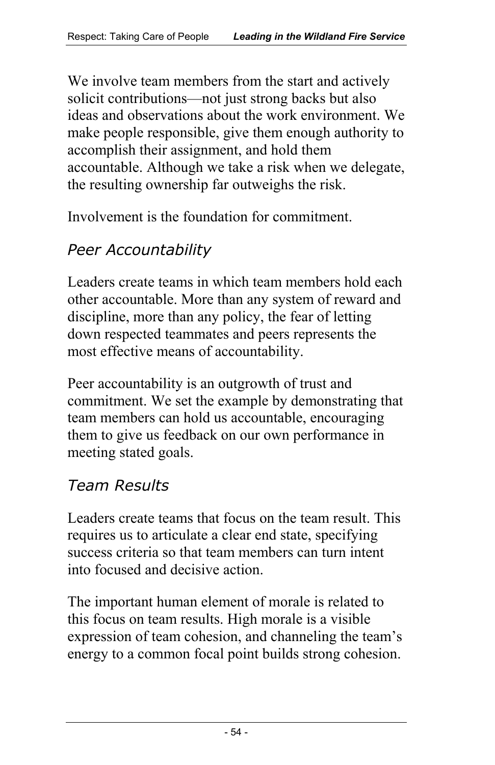We involve team members from the start and actively solicit contributions—not just strong backs but also ideas and observations about the work environment. We make people responsible, give them enough authority to accomplish their assignment, and hold them accountable. Although we take a risk when we delegate, the resulting ownership far outweighs the risk.

Involvement is the foundation for commitment.

### *Peer Accountability*

Leaders create teams in which team members hold each other accountable. More than any system of reward and discipline, more than any policy, the fear of letting down respected teammates and peers represents the most effective means of accountability.

Peer accountability is an outgrowth of trust and commitment. We set the example by demonstrating that team members can hold us accountable, encouraging them to give us feedback on our own performance in meeting stated goals.

### *Team Results*

Leaders create teams that focus on the team result. This requires us to articulate a clear end state, specifying success criteria so that team members can turn intent into focused and decisive action.

The important human element of morale is related to this focus on team results. High morale is a visible expression of team cohesion, and channeling the team's energy to a common focal point builds strong cohesion.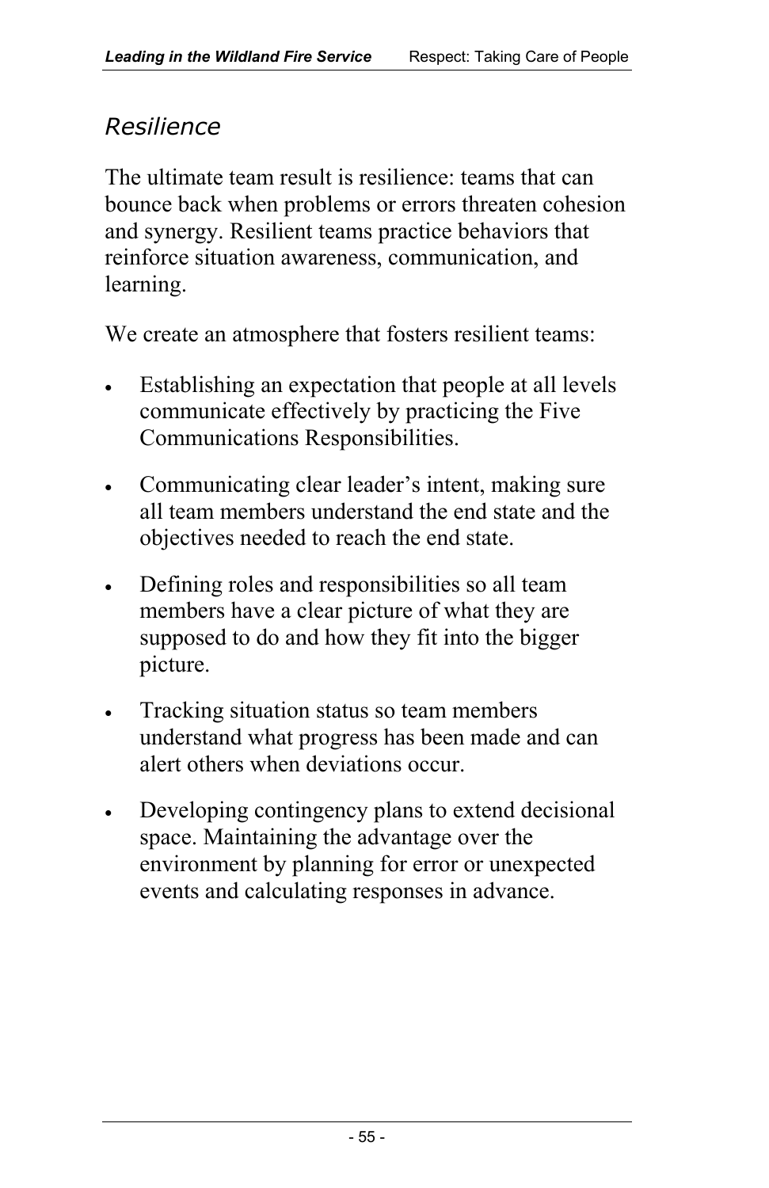## *Resilience*

The ultimate team result is resilience: teams that can bounce back when problems or errors threaten cohesion and synergy. Resilient teams practice behaviors that reinforce situation awareness, communication, and learning.

We create an atmosphere that fosters resilient teams:

- Establishing an expectation that people at all levels communicate effectively by practicing the Five Communications Responsibilities.
- Communicating clear leader's intent, making sure all team members understand the end state and the objectives needed to reach the end state.
- Defining roles and responsibilities so all team members have a clear picture of what they are supposed to do and how they fit into the bigger picture.
- Tracking situation status so team members understand what progress has been made and can alert others when deviations occur.
- Developing contingency plans to extend decisional space. Maintaining the advantage over the environment by planning for error or unexpected events and calculating responses in advance.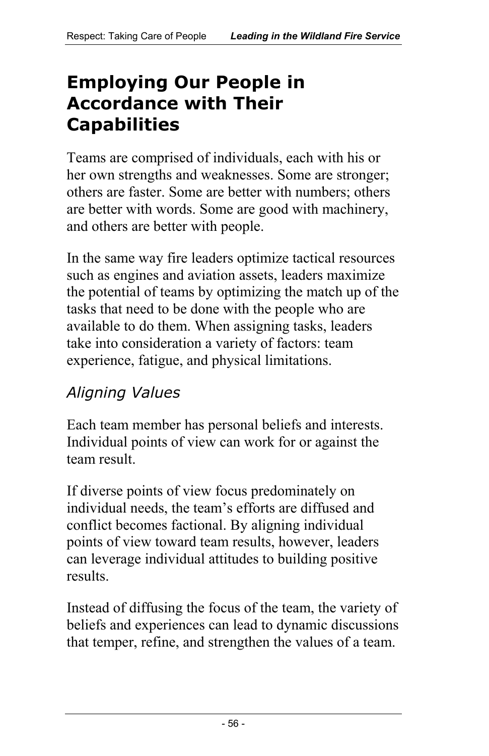## Employing Our People in Accordance with Their Capabilities

Teams are comprised of individuals, each with his or her own strengths and weaknesses. Some are stronger; others are faster. Some are better with numbers; others are better with words. Some are good with machinery, and others are better with people.

In the same way fire leaders optimize tactical resources such as engines and aviation assets, leaders maximize the potential of teams by optimizing the match up of the tasks that need to be done with the people who are available to do them. When assigning tasks, leaders take into consideration a variety of factors: team experience, fatigue, and physical limitations.

### *Aligning Values*

Each team member has personal beliefs and interests. Individual points of view can work for or against the team result.

If diverse points of view focus predominately on individual needs, the team's efforts are diffused and conflict becomes factional. By aligning individual points of view toward team results, however, leaders can leverage individual attitudes to building positive results.

Instead of diffusing the focus of the team, the variety of beliefs and experiences can lead to dynamic discussions that temper, refine, and strengthen the values of a team.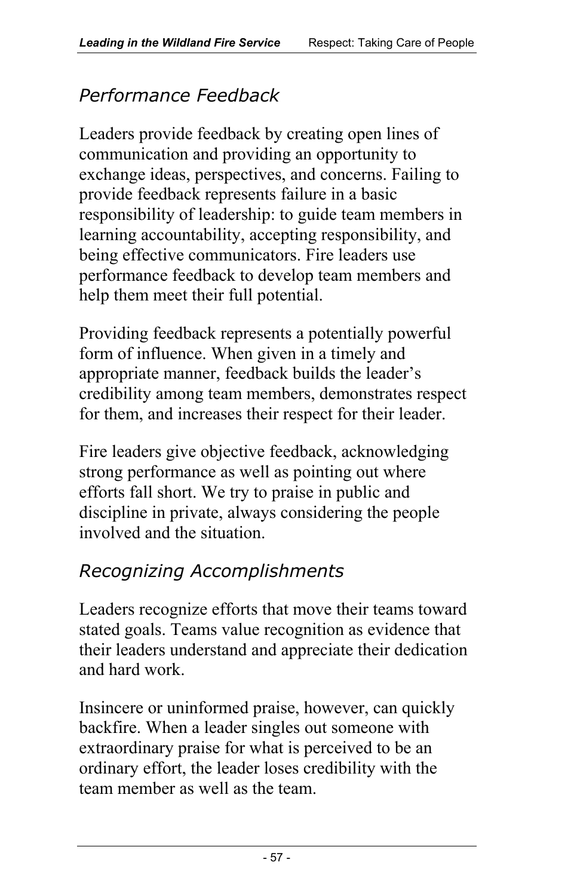## *Performance Feedback*

Leaders provide feedback by creating open lines of communication and providing an opportunity to exchange ideas, perspectives, and concerns. Failing to provide feedback represents failure in a basic responsibility of leadership: to guide team members in learning accountability, accepting responsibility, and being effective communicators. Fire leaders use performance feedback to develop team members and help them meet their full potential.

Providing feedback represents a potentially powerful form of influence. When given in a timely and appropriate manner, feedback builds the leader's credibility among team members, demonstrates respect for them, and increases their respect for their leader.

Fire leaders give objective feedback, acknowledging strong performance as well as pointing out where efforts fall short. We try to praise in public and discipline in private, always considering the people involved and the situation.

## *Recognizing Accomplishments*

Leaders recognize efforts that move their teams toward stated goals. Teams value recognition as evidence that their leaders understand and appreciate their dedication and hard work.

Insincere or uninformed praise, however, can quickly backfire. When a leader singles out someone with extraordinary praise for what is perceived to be an ordinary effort, the leader loses credibility with the team member as well as the team.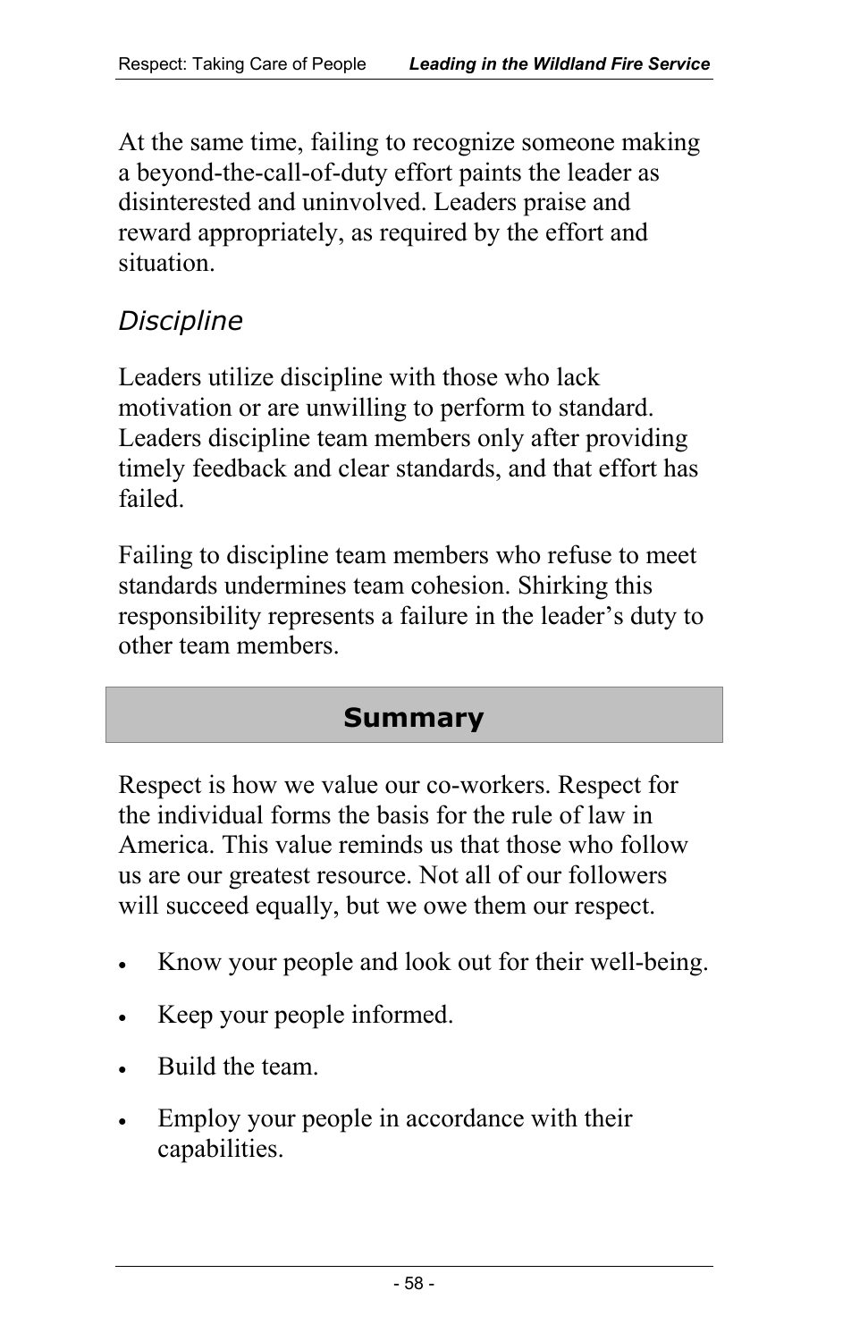At the same time, failing to recognize someone making a beyond-the-call-of-duty effort paints the leader as disinterested and uninvolved. Leaders praise and reward appropriately, as required by the effort and situation.

### *Discipline*

Leaders utilize discipline with those who lack motivation or are unwilling to perform to standard. Leaders discipline team members only after providing timely feedback and clear standards, and that effort has failed.

Failing to discipline team members who refuse to meet standards undermines team cohesion. Shirking this responsibility represents a failure in the leader's duty to other team members.

## Summary

Respect is how we value our co-workers. Respect for the individual forms the basis for the rule of law in America. This value reminds us that those who follow us are our greatest resource. Not all of our followers will succeed equally, but we owe them our respect.

- Know your people and look out for their well-being.
- Keep your people informed.
- Build the team.
- Employ your people in accordance with their capabilities.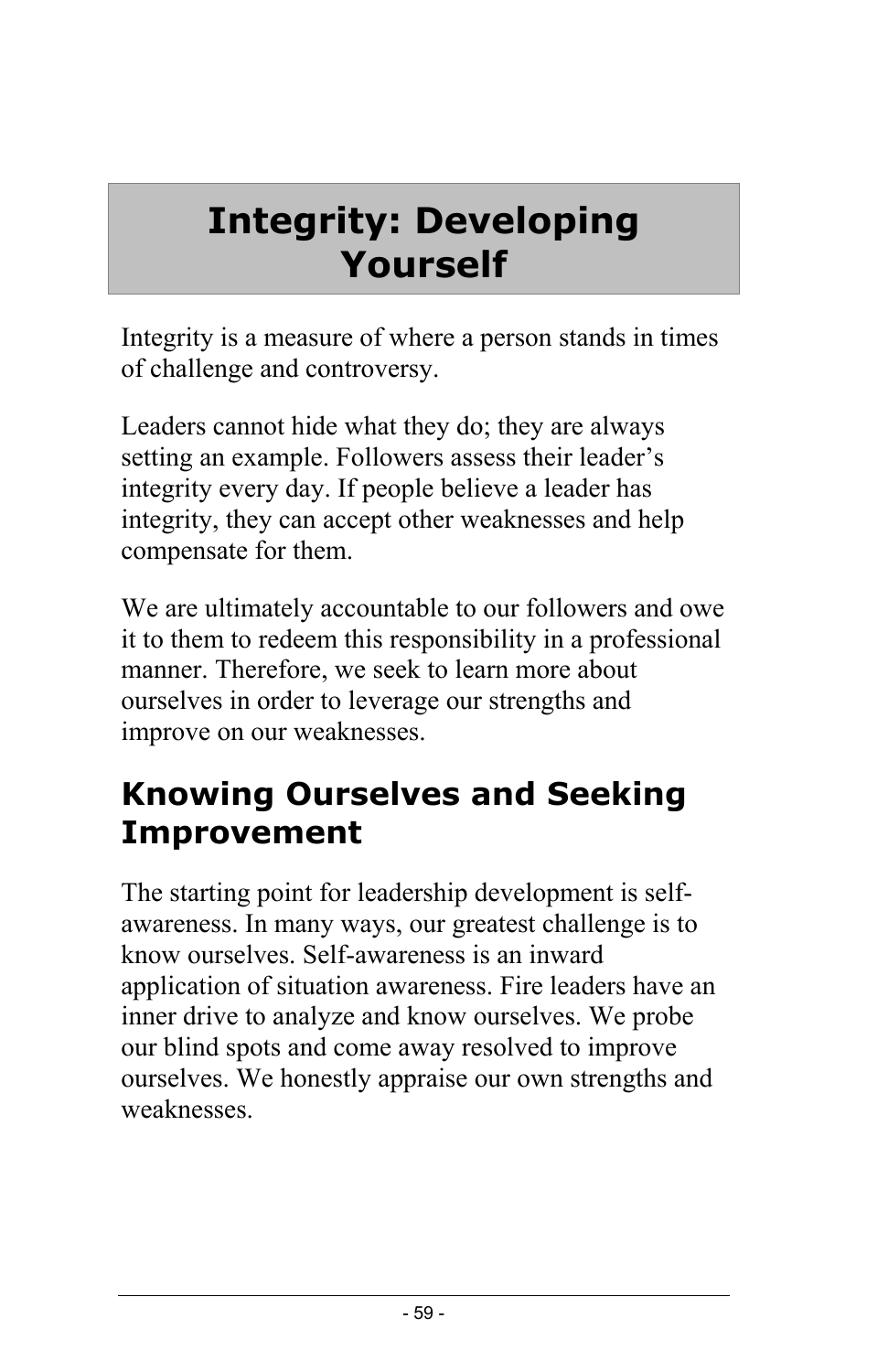# Integrity: Developing Yourself

Integrity is a measure of where a person stands in times of challenge and controversy.

Leaders cannot hide what they do; they are always setting an example. Followers assess their leader's integrity every day. If people believe a leader has integrity, they can accept other weaknesses and help compensate for them.

We are ultimately accountable to our followers and owe it to them to redeem this responsibility in a professional manner. Therefore, we seek to learn more about ourselves in order to leverage our strengths and improve on our weaknesses.

## Knowing Ourselves and Seeking Improvement

The starting point for leadership development is self-awareness. In many ways, our greatest challenge is to know ourselves. Self-awareness is an inward application of situation awareness. Fire leaders have an inner drive to analyze and know ourselves. We probe our blind spots and come away resolved to improve ourselves. We honestly appraise our own strengths and weaknesses.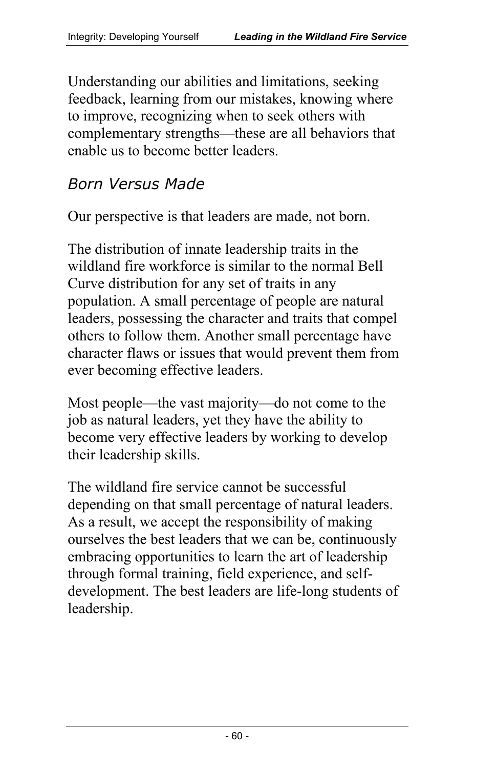Understanding our abilities and limitations, seeking feedback, learning from our mistakes, knowing where to improve, recognizing when to seek others with complementary strengths—these are all behaviors that enable us to become better leaders.

## *Born Versus Made*

Our perspective is that leaders are made, not born.

The distribution of innate leadership traits in the wildland fire workforce is similar to the normal Bell Curve distribution for any set of traits in any population. A small percentage of people are natural leaders, possessing the character and traits that compel others to follow them. Another small percentage have character flaws or issues that would prevent them from ever becoming effective leaders.

Most people—the vast majority—do not come to the job as natural leaders, yet they have the ability to become very effective leaders by working to develop their leadership skills.

The wildland fire service cannot be successful depending on that small percentage of natural leaders. As a result, we accept the responsibility of making ourselves the best leaders that we can be, continuously embracing opportunities to learn the art of leadership through formal training, field experience, and self-development. The best leaders are life-long students of leadership.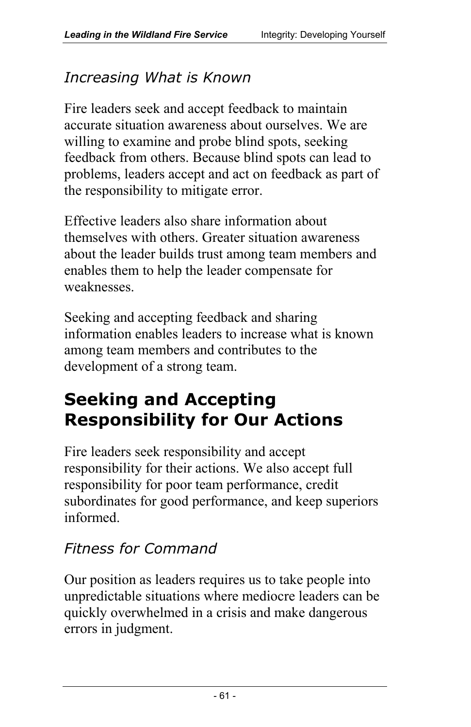### *Increasing What is Known*

Fire leaders seek and accept feedback to maintain accurate situation awareness about ourselves. We are willing to examine and probe blind spots, seeking feedback from others. Because blind spots can lead to problems, leaders accept and act on feedback as part of the responsibility to mitigate error.

Effective leaders also share information about themselves with others. Greater situation awareness about the leader builds trust among team members and enables them to help the leader compensate for weaknesses.

Seeking and accepting feedback and sharing information enables leaders to increase what is known among team members and contributes to the development of a strong team.

## Seeking and Accepting Responsibility for Our Actions

Fire leaders seek responsibility and accept responsibility for their actions. We also accept full responsibility for poor team performance, credit subordinates for good performance, and keep superiors informed.

### *Fitness for Command*

Our position as leaders requires us to take people into unpredictable situations where mediocre leaders can be quickly overwhelmed in a crisis and make dangerous errors in judgment.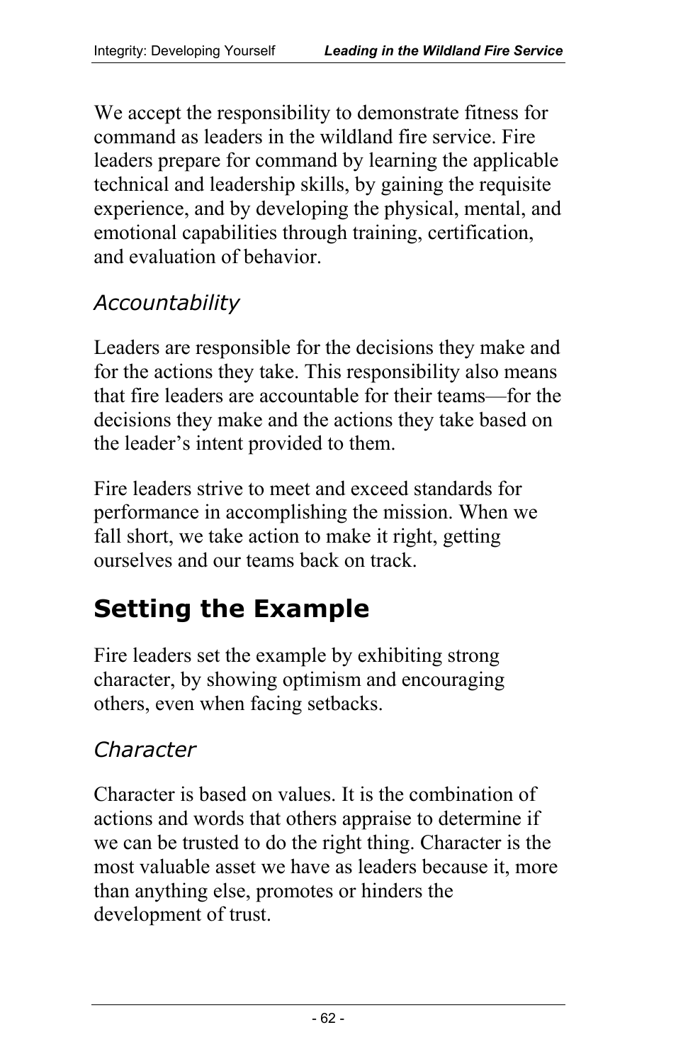We accept the responsibility to demonstrate fitness for command as leaders in the wildland fire service. Fire leaders prepare for command by learning the applicable technical and leadership skills, by gaining the requisite experience, and by developing the physical, mental, and emotional capabilities through training, certification, and evaluation of behavior.

### *Accountability*

Leaders are responsible for the decisions they make and for the actions they take. This responsibility also means that fire leaders are accountable for their teams—for the decisions they make and the actions they take based on the leader's intent provided to them.

Fire leaders strive to meet and exceed standards for performance in accomplishing the mission. When we fall short, we take action to make it right, getting ourselves and our teams back on track.

## Setting the Example

Fire leaders set the example by exhibiting strong character, by showing optimism and encouraging others, even when facing setbacks.

### *Character*

Character is based on values. It is the combination of actions and words that others appraise to determine if we can be trusted to do the right thing. Character is the most valuable asset we have as leaders because it, more than anything else, promotes or hinders the development of trust.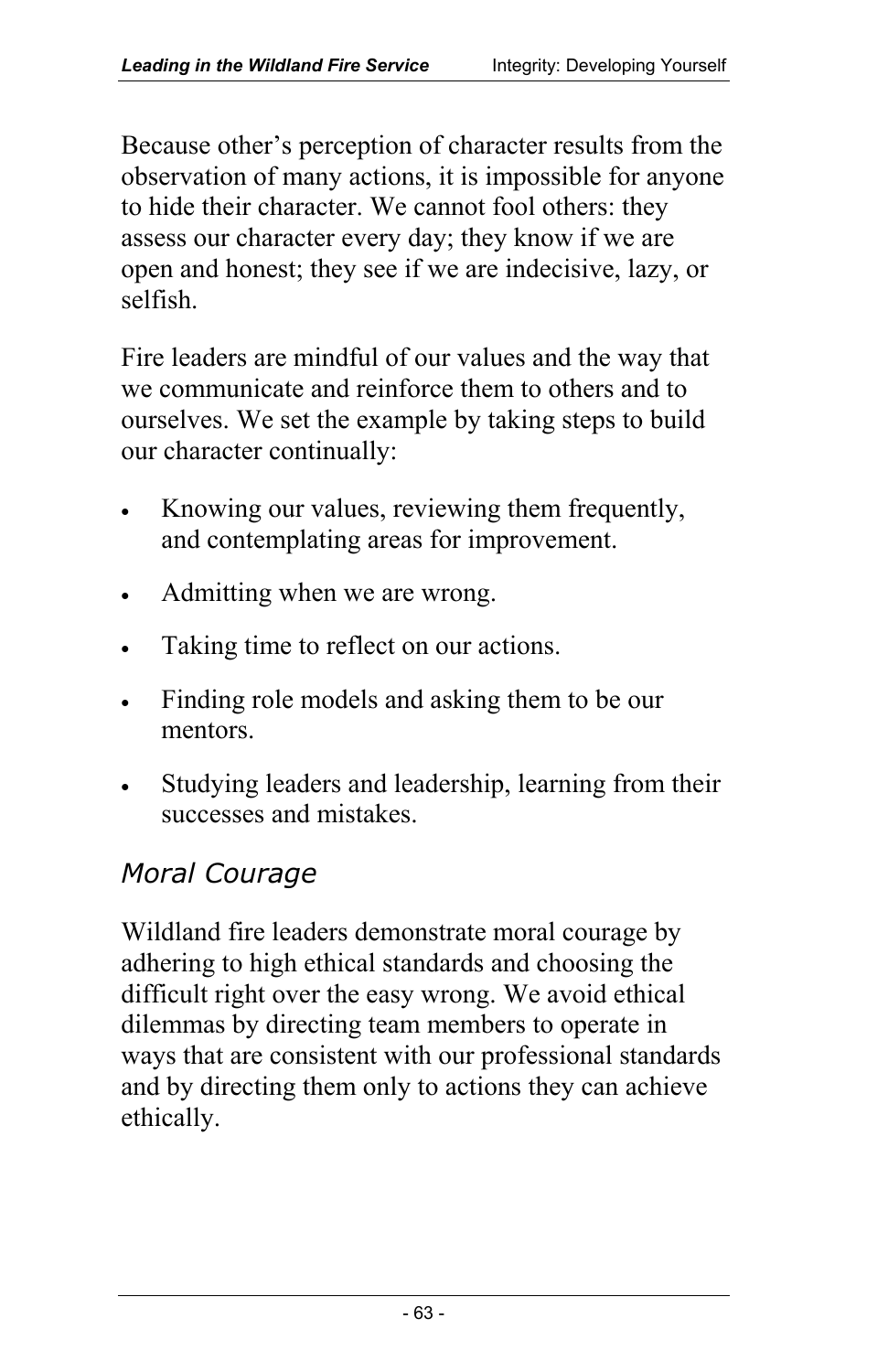Because other's perception of character results from the observation of many actions, it is impossible for anyone to hide their character. We cannot fool others: they assess our character every day; they know if we are open and honest; they see if we are indecisive, lazy, or selfish.

Fire leaders are mindful of our values and the way that we communicate and reinforce them to others and to ourselves. We set the example by taking steps to build our character continually:

- Knowing our values, reviewing them frequently, and contemplating areas for improvement.
- Admitting when we are wrong.
- Taking time to reflect on our actions.
- Finding role models and asking them to be our mentors.
- Studying leaders and leadership, learning from their successes and mistakes.

### *Moral Courage*

Wildland fire leaders demonstrate moral courage by adhering to high ethical standards and choosing the difficult right over the easy wrong. We avoid ethical dilemmas by directing team members to operate in ways that are consistent with our professional standards and by directing them only to actions they can achieve ethically.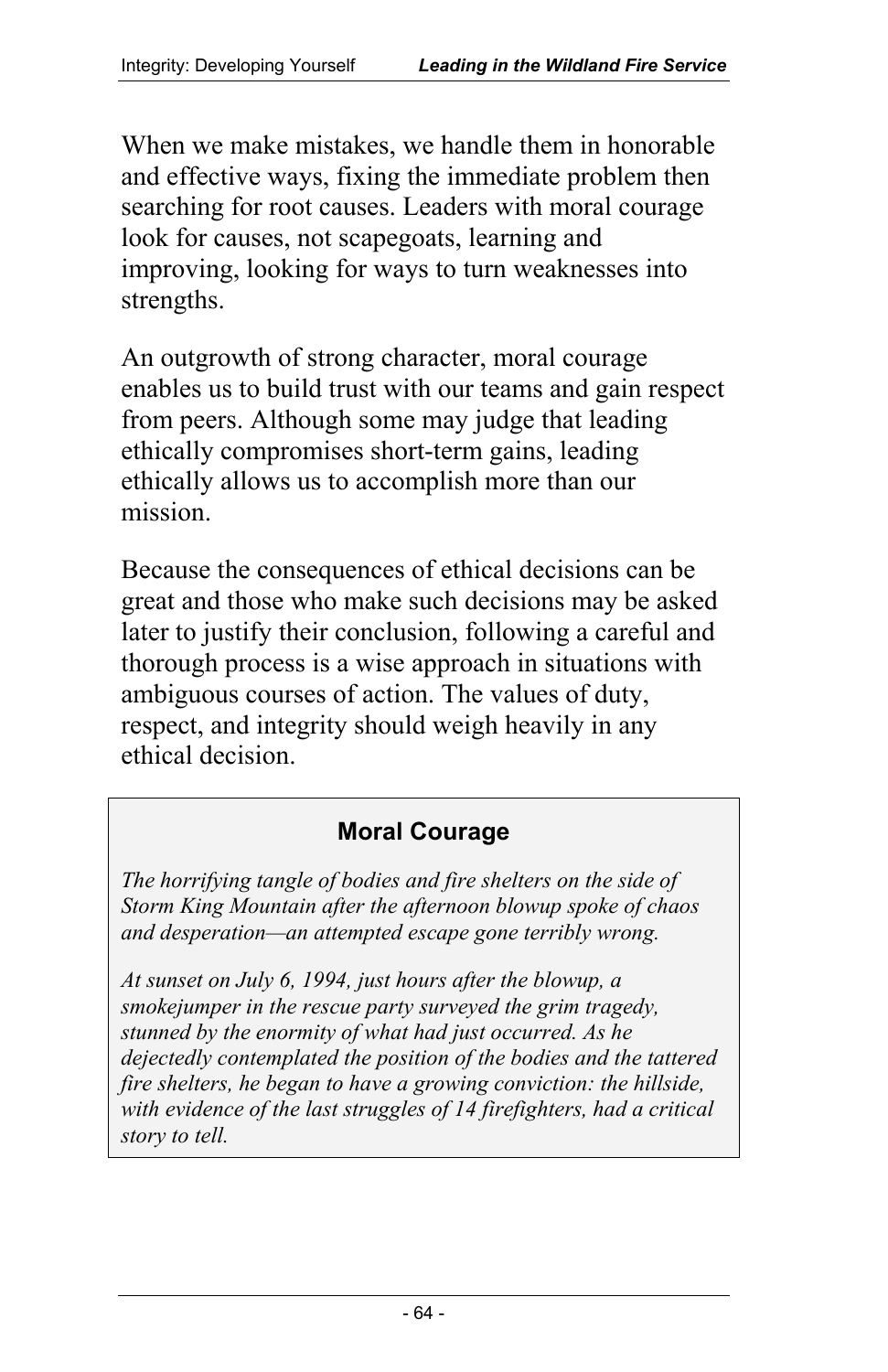When we make mistakes, we handle them in honorable and effective ways, fixing the immediate problem then searching for root causes. Leaders with moral courage look for causes, not scapegoats, learning and improving, looking for ways to turn weaknesses into strengths.

An outgrowth of strong character, moral courage enables us to build trust with our teams and gain respect from peers. Although some may judge that leading ethically compromises short-term gains, leading ethically allows us to accomplish more than our mission.

Because the consequences of ethical decisions can be great and those who make such decisions may be asked later to justify their conclusion, following a careful and thorough process is a wise approach in situations with ambiguous courses of action. The values of duty, respect, and integrity should weigh heavily in any ethical decision.

### Moral Courage

*The horrifying tangle of bodies and fire shelters on the side of Storm King Mountain after the afternoon blowup spoke of chaos and desperation—an attempted escape gone terribly wrong.*

*At sunset on July 6, 1994, just hours after the blowup, a smokejumper in the rescue party surveyed the grim tragedy, stunned by the enormity of what had just occurred. As he dejectedly contemplated the position of the bodies and the tattered fire shelters, he began to have a growing conviction: the hillside, with evidence of the last struggles of 14 firefighters, had a critical story to tell.*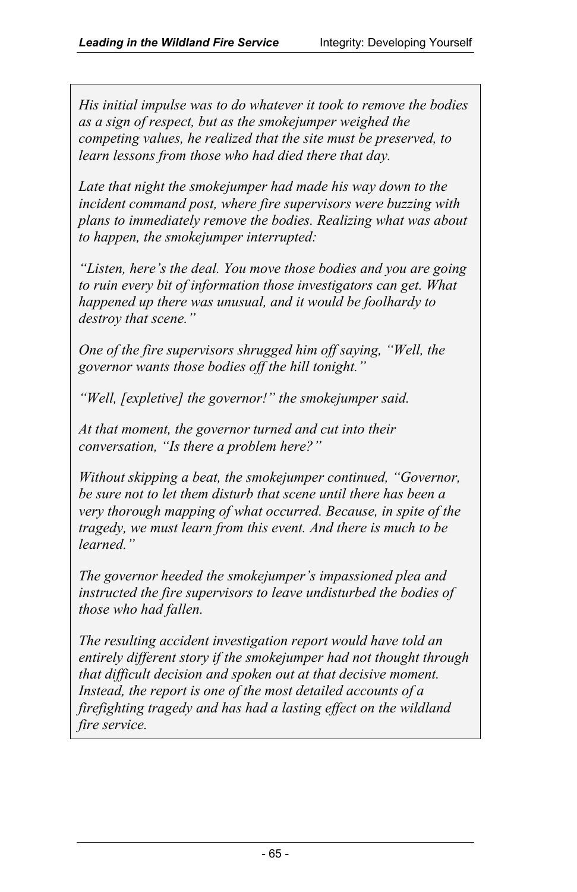*His initial impulse was to do whatever it took to remove the bodies as a sign of respect, but as the smokejumper weighed the competing values, he realized that the site must be preserved, to learn lessons from those who had died there that day.*

*Late that night the smokejumper had made his way down to the incident command post, where fire supervisors were buzzing with plans to immediately remove the bodies. Realizing what was about to happen, the smokejumper interrupted:*

*"Listen, here's the deal. You move those bodies and you are going to ruin every bit of information those investigators can get. What happened up there was unusual, and it would be foolhardy to destroy that scene."*

*One of the fire supervisors shrugged him off saying, "Well, the governor wants those bodies off the hill tonight."*

*"Well, [expletive] the governor!" the smokejumper said.*

*At that moment, the governor turned and cut into their conversation, "Is there a problem here?"*

*Without skipping a beat, the smokejumper continued, "Governor, be sure not to let them disturb that scene until there has been a very thorough mapping of what occurred. Because, in spite of the tragedy, we must learn from this event. And there is much to be learned."*

*The governor heeded the smokejumper's impassioned plea and instructed the fire supervisors to leave undisturbed the bodies of those who had fallen.*

*The resulting accident investigation report would have told an entirely different story if the smokejumper had not thought through that difficult decision and spoken out at that decisive moment. Instead, the report is one of the most detailed accounts of a firefighting tragedy and has had a lasting effect on the wildland fire service.*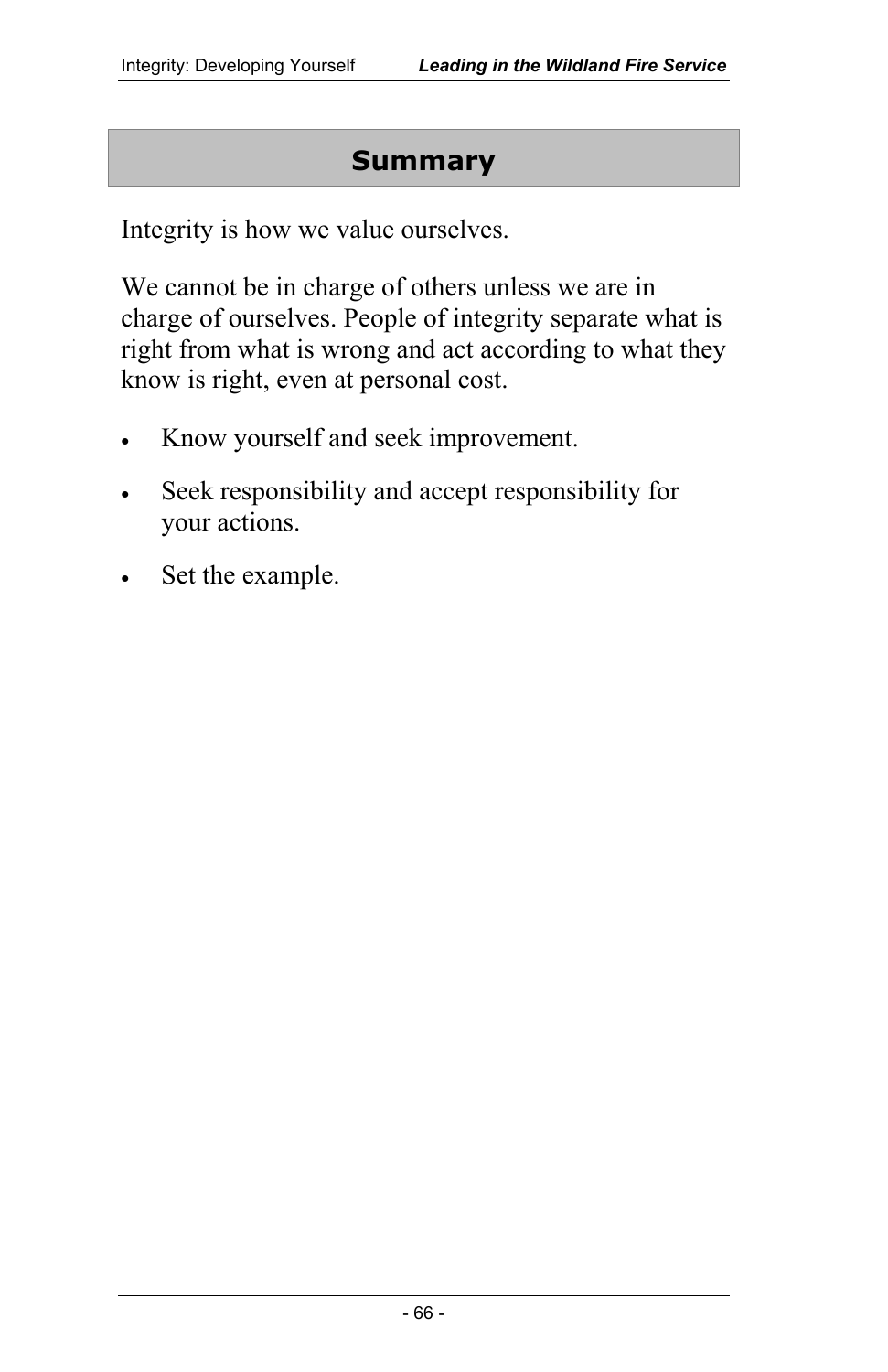## Summary

Integrity is how we value ourselves.

We cannot be in charge of others unless we are in charge of ourselves. People of integrity separate what is right from what is wrong and act according to what they know is right, even at personal cost.

- Know yourself and seek improvement.
- Seek responsibility and accept responsibility for your actions.
- Set the example.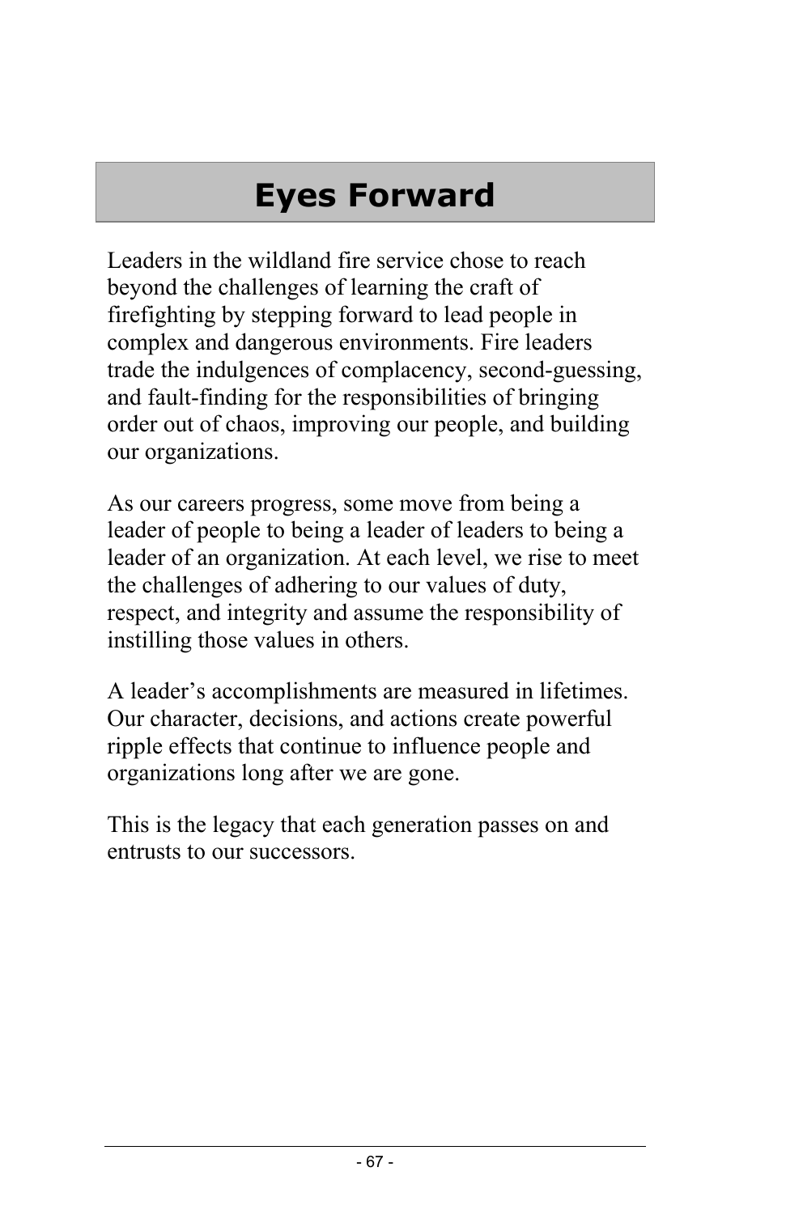# Eyes Forward

Leaders in the wildland fire service chose to reach beyond the challenges of learning the craft of firefighting by stepping forward to lead people in complex and dangerous environments. Fire leaders trade the indulgences of complacency, second-guessing, and fault-finding for the responsibilities of bringing order out of chaos, improving our people, and building our organizations.

As our careers progress, some move from being a leader of people to being a leader of leaders to being a leader of an organization. At each level, we rise to meet the challenges of adhering to our values of duty, respect, and integrity and assume the responsibility of instilling those values in others.

A leader's accomplishments are measured in lifetimes. Our character, decisions, and actions create powerful ripple effects that continue to influence people and organizations long after we are gone.

This is the legacy that each generation passes on and entrusts to our successors.